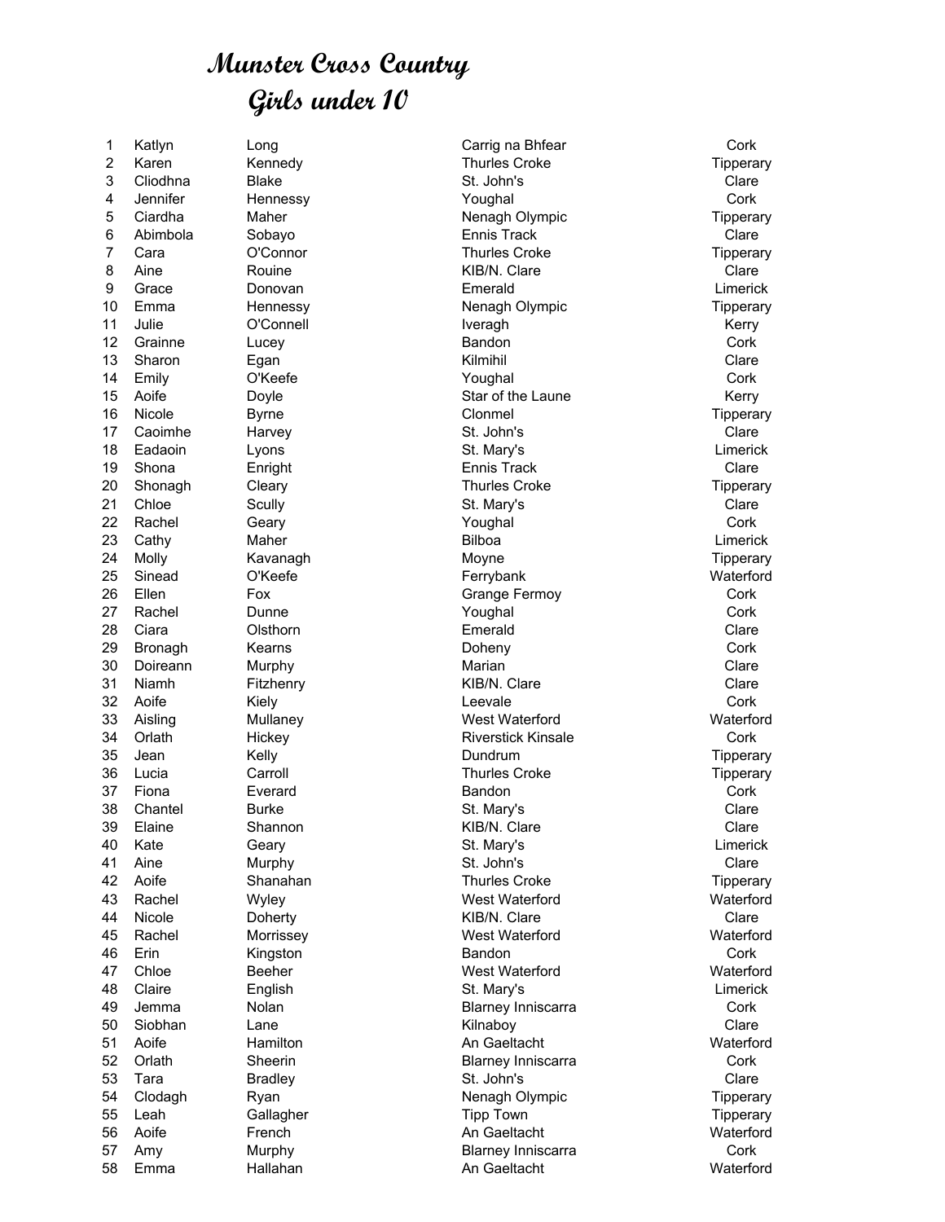# Munster Cross Country
## Girls under 10

| | | | | |
|---|---|---|---|---|
| 1 | Katlyn | Long | Carrig na Bhfear | Cork |
| 2 | Karen | Kennedy | Thurles Croke | Tipperary |
| 3 | Cliodhna | Blake | St. John's | Clare |
| 4 | Jennifer | Hennessy | Youghal | Cork |
| 5 | Ciardha | Maher | Nenagh Olympic | Tipperary |
| 6 | Abimbola | Sobayo | Ennis Track | Clare |
| 7 | Cara | O'Connor | Thurles Croke | Tipperary |
| 8 | Aine | Rouine | KIB/N. Clare | Clare |
| 9 | Grace | Donovan | Emerald | Limerick |
| 10 | Emma | Hennessy | Nenagh Olympic | Tipperary |
| 11 | Julie | O'Connell | Iveragh | Kerry |
| 12 | Grainne | Lucey | Bandon | Cork |
| 13 | Sharon | Egan | Kilmihil | Clare |
| 14 | Emily | O'Keefe | Youghal | Cork |
| 15 | Aoife | Doyle | Star of the Laune | Kerry |
| 16 | Nicole | Byrne | Clonmel | Tipperary |
| 17 | Caoimhe | Harvey | St. John's | Clare |
| 18 | Eadaoin | Lyons | St. Mary's | Limerick |
| 19 | Shona | Enright | Ennis Track | Clare |
| 20 | Shonagh | Cleary | Thurles Croke | Tipperary |
| 21 | Chloe | Scully | St. Mary's | Clare |
| 22 | Rachel | Geary | Youghal | Cork |
| 23 | Cathy | Maher | Bilboa | Limerick |
| 24 | Molly | Kavanagh | Moyne | Tipperary |
| 25 | Sinead | O'Keefe | Ferrybank | Waterford |
| 26 | Ellen | Fox | Grange Fermoy | Cork |
| 27 | Rachel | Dunne | Youghal | Cork |
| 28 | Ciara | Olsthorn | Emerald | Clare |
| 29 | Bronagh | Kearns | Doheny | Cork |
| 30 | Doireann | Murphy | Marian | Clare |
| 31 | Niamh | Fitzhenry | KIB/N. Clare | Clare |
| 32 | Aoife | Kiely | Leevale | Cork |
| 33 | Aisling | Mullaney | West Waterford | Waterford |
| 34 | Orlath | Hickey | Riverstick Kinsale | Cork |
| 35 | Jean | Kelly | Dundrum | Tipperary |
| 36 | Lucia | Carroll | Thurles Croke | Tipperary |
| 37 | Fiona | Everard | Bandon | Cork |
| 38 | Chantel | Burke | St. Mary's | Clare |
| 39 | Elaine | Shannon | KIB/N. Clare | Clare |
| 40 | Kate | Geary | St. Mary's | Limerick |
| 41 | Aine | Murphy | St. John's | Clare |
| 42 | Aoife | Shanahan | Thurles Croke | Tipperary |
| 43 | Rachel | Wyley | West Waterford | Waterford |
| 44 | Nicole | Doherty | KIB/N. Clare | Clare |
| 45 | Rachel | Morrissey | West Waterford | Waterford |
| 46 | Erin | Kingston | Bandon | Cork |
| 47 | Chloe | Beeher | West Waterford | Waterford |
| 48 | Claire | English | St. Mary's | Limerick |
| 49 | Jemma | Nolan | Blarney Inniscarra | Cork |
| 50 | Siobhan | Lane | Kilnaboy | Clare |
| 51 | Aoife | Hamilton | An Gaeltacht | Waterford |
| 52 | Orlath | Sheerin | Blarney Inniscarra | Cork |
| 53 | Tara | Bradley | St. John's | Clare |
| 54 | Clodagh | Ryan | Nenagh Olympic | Tipperary |
| 55 | Leah | Gallagher | Tipp Town | Tipperary |
| 56 | Aoife | French | An Gaeltacht | Waterford |
| 57 | Amy | Murphy | Blarney Inniscarra | Cork |
| 58 | Emma | Hallahan | An Gaeltacht | Waterford |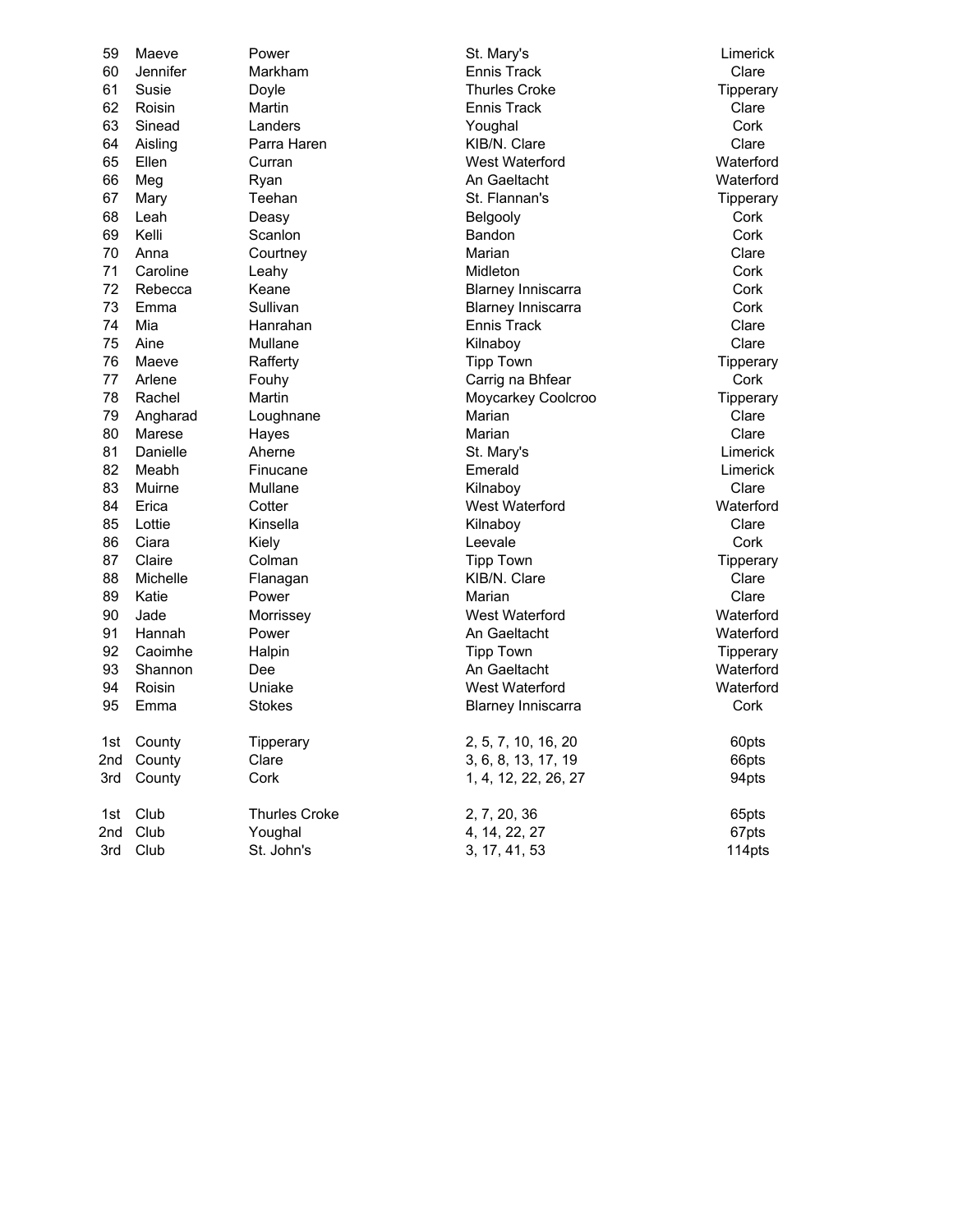| | | | | |
|---|---|---|---|---|
| 59 | Maeve | Power | St. Mary's | Limerick |
| 60 | Jennifer | Markham | Ennis Track | Clare |
| 61 | Susie | Doyle | Thurles Croke | Tipperary |
| 62 | Roisin | Martin | Ennis Track | Clare |
| 63 | Sinead | Landers | Youghal | Cork |
| 64 | Aisling | Parra Haren | KIB/N. Clare | Clare |
| 65 | Ellen | Curran | West Waterford | Waterford |
| 66 | Meg | Ryan | An Gaeltacht | Waterford |
| 67 | Mary | Teehan | St. Flannan's | Tipperary |
| 68 | Leah | Deasy | Belgooly | Cork |
| 69 | Kelli | Scanlon | Bandon | Cork |
| 70 | Anna | Courtney | Marian | Clare |
| 71 | Caroline | Leahy | Midleton | Cork |
| 72 | Rebecca | Keane | Blarney Inniscarra | Cork |
| 73 | Emma | Sullivan | Blarney Inniscarra | Cork |
| 74 | Mia | Hanrahan | Ennis Track | Clare |
| 75 | Aine | Mullane | Kilnaboy | Clare |
| 76 | Maeve | Rafferty | Tipp Town | Tipperary |
| 77 | Arlene | Fouhy | Carrig na Bhfear | Cork |
| 78 | Rachel | Martin | Moycarkey Coolcroo | Tipperary |
| 79 | Angharad | Loughnane | Marian | Clare |
| 80 | Marese | Hayes | Marian | Clare |
| 81 | Danielle | Aherne | St. Mary's | Limerick |
| 82 | Meabh | Finucane | Emerald | Limerick |
| 83 | Muirne | Mullane | Kilnaboy | Clare |
| 84 | Erica | Cotter | West Waterford | Waterford |
| 85 | Lottie | Kinsella | Kilnaboy | Clare |
| 86 | Ciara | Kiely | Leevale | Cork |
| 87 | Claire | Colman | Tipp Town | Tipperary |
| 88 | Michelle | Flanagan | KIB/N. Clare | Clare |
| 89 | Katie | Power | Marian | Clare |
| 90 | Jade | Morrissey | West Waterford | Waterford |
| 91 | Hannah | Power | An Gaeltacht | Waterford |
| 92 | Caoimhe | Halpin | Tipp Town | Tipperary |
| 93 | Shannon | Dee | An Gaeltacht | Waterford |
| 94 | Roisin | Uniake | West Waterford | Waterford |
| 95 | Emma | Stokes | Blarney Inniscarra | Cork |

| | | | | |
|---|---|---|---|---|
| 1st | County | Tipperary | 2, 5, 7, 10, 16, 20 | 60pts |
| 2nd | County | Clare | 3, 6, 8, 13, 17, 19 | 66pts |
| 3rd | County | Cork | 1, 4, 12, 22, 26, 27 | 94pts |

| | | | | |
|---|---|---|---|---|
| 1st | Club | Thurles Croke | 2, 7, 20, 36 | 65pts |
| 2nd | Club | Youghal | 4, 14, 22, 27 | 67pts |
| 3rd | Club | St. John's | 3, 17, 41, 53 | 114pts |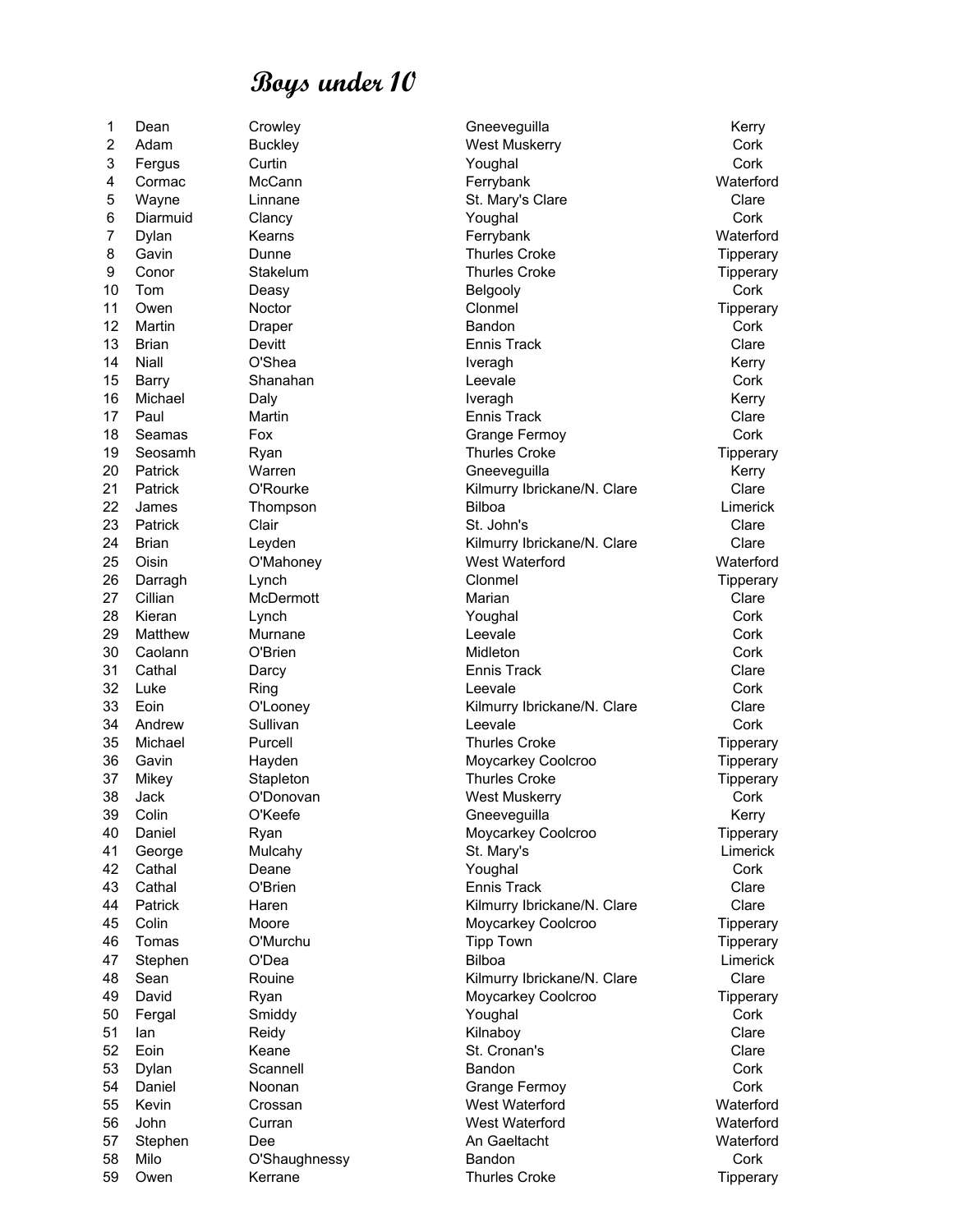# Boys under 10

| | | | | |
|---|---|---|---|---|
| 1 | Dean | Crowley | Gneeveguilla | Kerry |
| 2 | Adam | Buckley | West Muskerry | Cork |
| 3 | Fergus | Curtin | Youghal | Cork |
| 4 | Cormac | McCann | Ferrybank | Waterford |
| 5 | Wayne | Linnane | St. Mary's Clare | Clare |
| 6 | Diarmuid | Clancy | Youghal | Cork |
| 7 | Dylan | Kearns | Ferrybank | Waterford |
| 8 | Gavin | Dunne | Thurles Croke | Tipperary |
| 9 | Conor | Stakelum | Thurles Croke | Tipperary |
| 10 | Tom | Deasy | Belgooly | Cork |
| 11 | Owen | Noctor | Clonmel | Tipperary |
| 12 | Martin | Draper | Bandon | Cork |
| 13 | Brian | Devitt | Ennis Track | Clare |
| 14 | Niall | O'Shea | Iveragh | Kerry |
| 15 | Barry | Shanahan | Leevale | Cork |
| 16 | Michael | Daly | Iveragh | Kerry |
| 17 | Paul | Martin | Ennis Track | Clare |
| 18 | Seamas | Fox | Grange Fermoy | Cork |
| 19 | Seosamh | Ryan | Thurles Croke | Tipperary |
| 20 | Patrick | Warren | Gneeveguilla | Kerry |
| 21 | Patrick | O'Rourke | Kilmurry Ibrickane/N. Clare | Clare |
| 22 | James | Thompson | Bilboa | Limerick |
| 23 | Patrick | Clair | St. John's | Clare |
| 24 | Brian | Leyden | Kilmurry Ibrickane/N. Clare | Clare |
| 25 | Oisin | O'Mahoney | West Waterford | Waterford |
| 26 | Darragh | Lynch | Clonmel | Tipperary |
| 27 | Cillian | McDermott | Marian | Clare |
| 28 | Kieran | Lynch | Youghal | Cork |
| 29 | Matthew | Murnane | Leevale | Cork |
| 30 | Caolann | O'Brien | Midleton | Cork |
| 31 | Cathal | Darcy | Ennis Track | Clare |
| 32 | Luke | Ring | Leevale | Cork |
| 33 | Eoin | O'Looney | Kilmurry Ibrickane/N. Clare | Clare |
| 34 | Andrew | Sullivan | Leevale | Cork |
| 35 | Michael | Purcell | Thurles Croke | Tipperary |
| 36 | Gavin | Hayden | Moycarkey Coolcroo | Tipperary |
| 37 | Mikey | Stapleton | Thurles Croke | Tipperary |
| 38 | Jack | O'Donovan | West Muskerry | Cork |
| 39 | Colin | O'Keefe | Gneeveguilla | Kerry |
| 40 | Daniel | Ryan | Moycarkey Coolcroo | Tipperary |
| 41 | George | Mulcahy | St. Mary's | Limerick |
| 42 | Cathal | Deane | Youghal | Cork |
| 43 | Cathal | O'Brien | Ennis Track | Clare |
| 44 | Patrick | Haren | Kilmurry Ibrickane/N. Clare | Clare |
| 45 | Colin | Moore | Moycarkey Coolcroo | Tipperary |
| 46 | Tomas | O'Murchu | Tipp Town | Tipperary |
| 47 | Stephen | O'Dea | Bilboa | Limerick |
| 48 | Sean | Rouine | Kilmurry Ibrickane/N. Clare | Clare |
| 49 | David | Ryan | Moycarkey Coolcroo | Tipperary |
| 50 | Fergal | Smiddy | Youghal | Cork |
| 51 | Ian | Reidy | Kilnaboy | Clare |
| 52 | Eoin | Keane | St. Cronan's | Clare |
| 53 | Dylan | Scannell | Bandon | Cork |
| 54 | Daniel | Noonan | Grange Fermoy | Cork |
| 55 | Kevin | Crossan | West Waterford | Waterford |
| 56 | John | Curran | West Waterford | Waterford |
| 57 | Stephen | Dee | An Gaeltacht | Waterford |
| 58 | Milo | O'Shaughnessy | Bandon | Cork |
| 59 | Owen | Kerrane | Thurles Croke | Tipperary |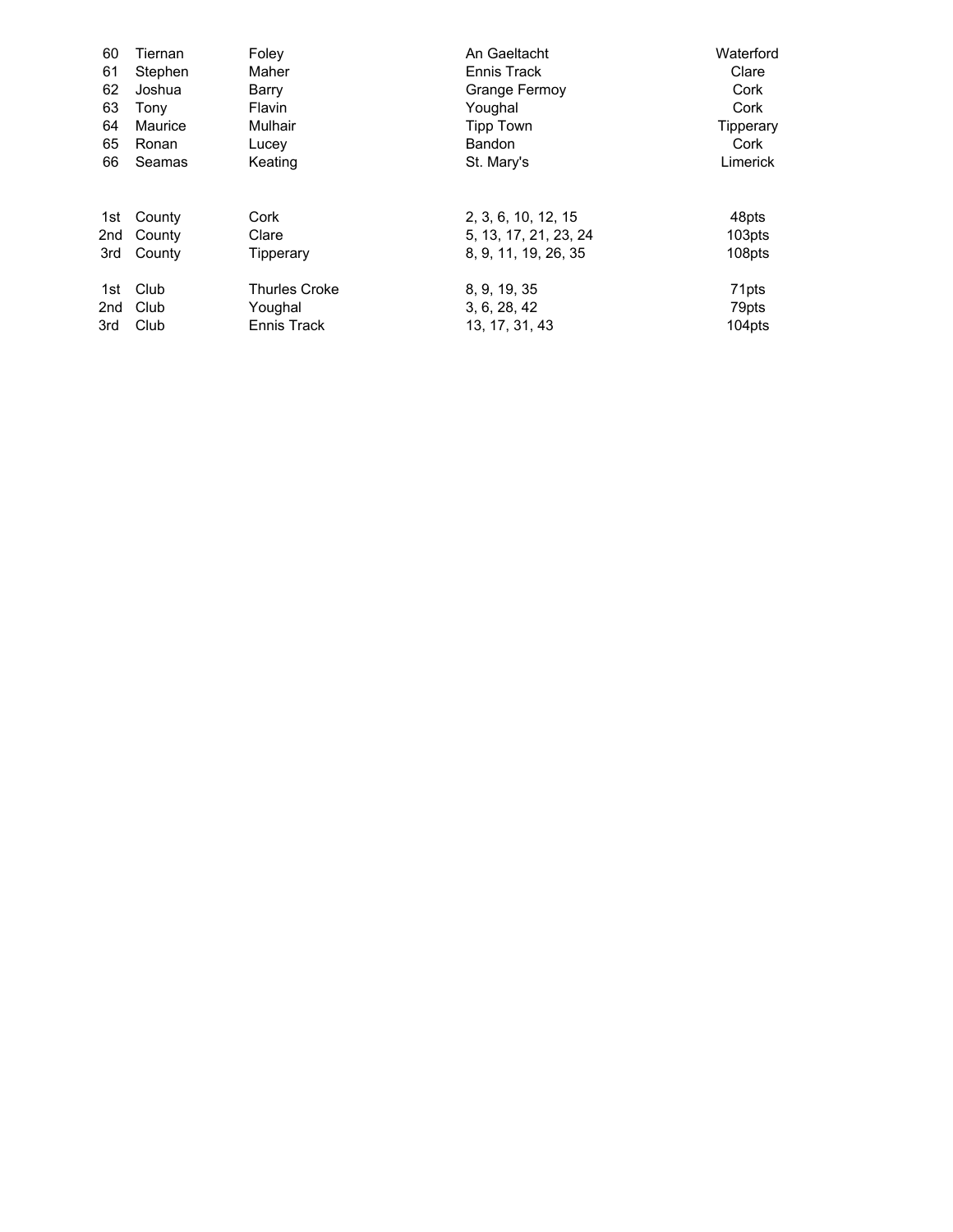| | | | | |
|---|---|---|---|---|
| 60 | Tiernan | Foley | An Gaeltacht | Waterford |
| 61 | Stephen | Maher | Ennis Track | Clare |
| 62 | Joshua | Barry | Grange Fermoy | Cork |
| 63 | Tony | Flavin | Youghal | Cork |
| 64 | Maurice | Mulhair | Tipp Town | Tipperary |
| 65 | Ronan | Lucey | Bandon | Cork |
| 66 | Seamas | Keating | St. Mary's | Limerick |

| | | | | |
|---|---|---|---|---|
| 1st | County | Cork | 2, 3, 6, 10, 12, 15 | 48pts |
| 2nd | County | Clare | 5, 13, 17, 21, 23, 24 | 103pts |
| 3rd | County | Tipperary | 8, 9, 11, 19, 26, 35 | 108pts |

| | | | | |
|---|---|---|---|---|
| 1st | Club | Thurles Croke | 8, 9, 19, 35 | 71pts |
| 2nd | Club | Youghal | 3, 6, 28, 42 | 79pts |
| 3rd | Club | Ennis Track | 13, 17, 31, 43 | 104pts |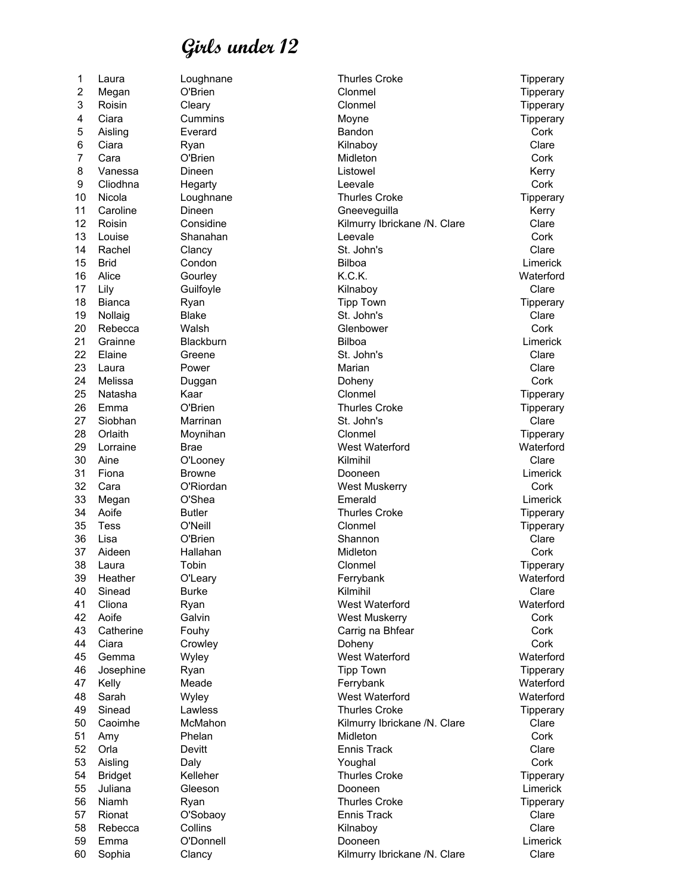# Girls under 12

| | | | | |
|---|---|---|---|---|
| 1 | Laura | Loughnane | Thurles Croke | Tipperary |
| 2 | Megan | O'Brien | Clonmel | Tipperary |
| 3 | Roisin | Cleary | Clonmel | Tipperary |
| 4 | Ciara | Cummins | Moyne | Tipperary |
| 5 | Aisling | Everard | Bandon | Cork |
| 6 | Ciara | Ryan | Kilnaboy | Clare |
| 7 | Cara | O'Brien | Midleton | Cork |
| 8 | Vanessa | Dineen | Listowel | Kerry |
| 9 | Cliodhna | Hegarty | Leevale | Cork |
| 10 | Nicola | Loughnane | Thurles Croke | Tipperary |
| 11 | Caroline | Dineen | Gneeveguilla | Kerry |
| 12 | Roisin | Considine | Kilmurry Ibrickane /N. Clare | Clare |
| 13 | Louise | Shanahan | Leevale | Cork |
| 14 | Rachel | Clancy | St. John's | Clare |
| 15 | Brid | Condon | Bilboa | Limerick |
| 16 | Alice | Gourley | K.C.K. | Waterford |
| 17 | Lily | Guilfoyle | Kilnaboy | Clare |
| 18 | Bianca | Ryan | Tipp Town | Tipperary |
| 19 | Nollaig | Blake | St. John's | Clare |
| 20 | Rebecca | Walsh | Glenbower | Cork |
| 21 | Grainne | Blackburn | Bilboa | Limerick |
| 22 | Elaine | Greene | St. John's | Clare |
| 23 | Laura | Power | Marian | Clare |
| 24 | Melissa | Duggan | Doheny | Cork |
| 25 | Natasha | Kaar | Clonmel | Tipperary |
| 26 | Emma | O'Brien | Thurles Croke | Tipperary |
| 27 | Siobhan | Marrinan | St. John's | Clare |
| 28 | Orlaith | Moynihan | Clonmel | Tipperary |
| 29 | Lorraine | Brae | West Waterford | Waterford |
| 30 | Aine | O'Looney | Kilmihil | Clare |
| 31 | Fiona | Browne | Dooneen | Limerick |
| 32 | Cara | O'Riordan | West Muskerry | Cork |
| 33 | Megan | O'Shea | Emerald | Limerick |
| 34 | Aoife | Butler | Thurles Croke | Tipperary |
| 35 | Tess | O'Neill | Clonmel | Tipperary |
| 36 | Lisa | O'Brien | Shannon | Clare |
| 37 | Aideen | Hallahan | Midleton | Cork |
| 38 | Laura | Tobin | Clonmel | Tipperary |
| 39 | Heather | O'Leary | Ferrybank | Waterford |
| 40 | Sinead | Burke | Kilmihil | Clare |
| 41 | Cliona | Ryan | West Waterford | Waterford |
| 42 | Aoife | Galvin | West Muskerry | Cork |
| 43 | Catherine | Fouhy | Carrig na Bhfear | Cork |
| 44 | Ciara | Crowley | Doheny | Cork |
| 45 | Gemma | Wyley | West Waterford | Waterford |
| 46 | Josephine | Ryan | Tipp Town | Tipperary |
| 47 | Kelly | Meade | Ferrybank | Waterford |
| 48 | Sarah | Wyley | West Waterford | Waterford |
| 49 | Sinead | Lawless | Thurles Croke | Tipperary |
| 50 | Caoimhe | McMahon | Kilmurry Ibrickane /N. Clare | Clare |
| 51 | Amy | Phelan | Midleton | Cork |
| 52 | Orla | Devitt | Ennis Track | Clare |
| 53 | Aisling | Daly | Youghal | Cork |
| 54 | Bridget | Kelleher | Thurles Croke | Tipperary |
| 55 | Juliana | Gleeson | Dooneen | Limerick |
| 56 | Niamh | Ryan | Thurles Croke | Tipperary |
| 57 | Rionat | O'Sobaoy | Ennis Track | Clare |
| 58 | Rebecca | Collins | Kilnaboy | Clare |
| 59 | Emma | O'Donnell | Dooneen | Limerick |
| 60 | Sophia | Clancy | Kilmurry Ibrickane /N. Clare | Clare |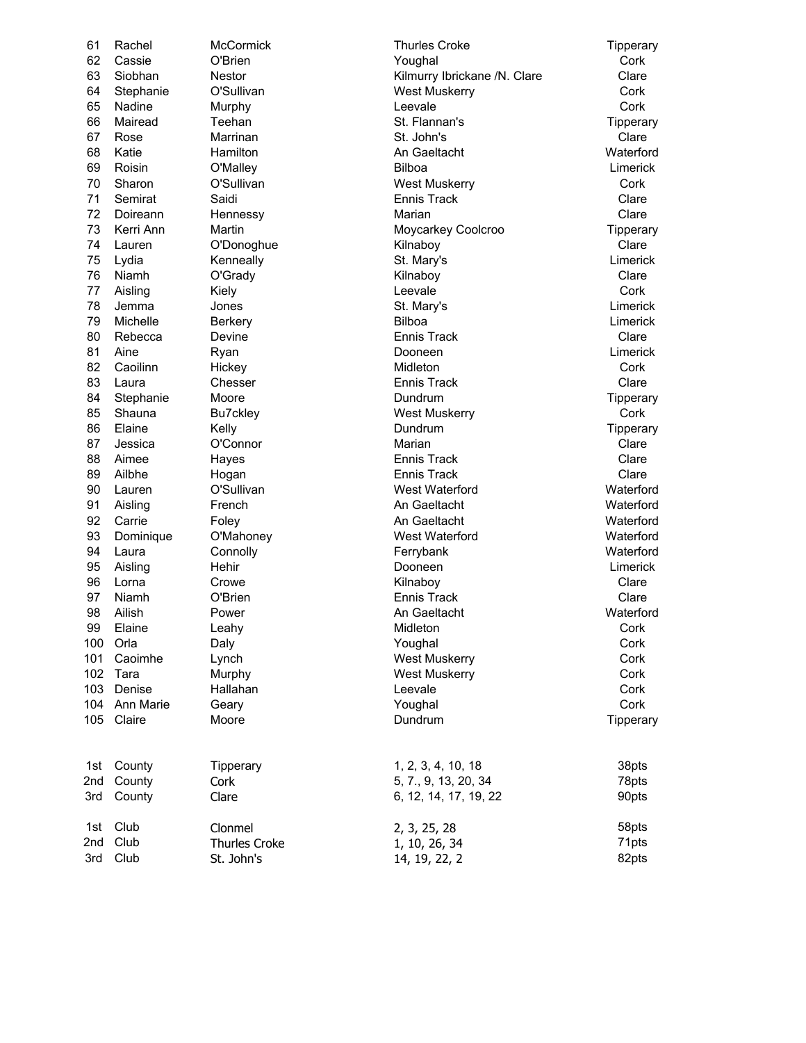| | | | | |
|---|---|---|---|---|
| 61 | Rachel | McCormick | Thurles Croke | Tipperary |
| 62 | Cassie | O'Brien | Youghal | Cork |
| 63 | Siobhan | Nestor | Kilmurry Ibrickane /N. Clare | Clare |
| 64 | Stephanie | O'Sullivan | West Muskerry | Cork |
| 65 | Nadine | Murphy | Leevale | Cork |
| 66 | Mairead | Teehan | St. Flannan's | Tipperary |
| 67 | Rose | Marrinan | St. John's | Clare |
| 68 | Katie | Hamilton | An Gaeltacht | Waterford |
| 69 | Roisin | O'Malley | Bilboa | Limerick |
| 70 | Sharon | O'Sullivan | West Muskerry | Cork |
| 71 | Semirat | Saidi | Ennis Track | Clare |
| 72 | Doireann | Hennessy | Marian | Clare |
| 73 | Kerri Ann | Martin | Moycarkey Coolcroo | Tipperary |
| 74 | Lauren | O'Donoghue | Kilnaboy | Clare |
| 75 | Lydia | Kenneally | St. Mary's | Limerick |
| 76 | Niamh | O'Grady | Kilnaboy | Clare |
| 77 | Aisling | Kiely | Leevale | Cork |
| 78 | Jemma | Jones | St. Mary's | Limerick |
| 79 | Michelle | Berkery | Bilboa | Limerick |
| 80 | Rebecca | Devine | Ennis Track | Clare |
| 81 | Aine | Ryan | Dooneen | Limerick |
| 82 | Caoilinn | Hickey | Midleton | Cork |
| 83 | Laura | Chesser | Ennis Track | Clare |
| 84 | Stephanie | Moore | Dundrum | Tipperary |
| 85 | Shauna | Bu7ckley | West Muskerry | Cork |
| 86 | Elaine | Kelly | Dundrum | Tipperary |
| 87 | Jessica | O'Connor | Marian | Clare |
| 88 | Aimee | Hayes | Ennis Track | Clare |
| 89 | Ailbhe | Hogan | Ennis Track | Clare |
| 90 | Lauren | O'Sullivan | West Waterford | Waterford |
| 91 | Aisling | French | An Gaeltacht | Waterford |
| 92 | Carrie | Foley | An Gaeltacht | Waterford |
| 93 | Dominique | O'Mahoney | West Waterford | Waterford |
| 94 | Laura | Connolly | Ferrybank | Waterford |
| 95 | Aisling | Hehir | Dooneen | Limerick |
| 96 | Lorna | Crowe | Kilnaboy | Clare |
| 97 | Niamh | O'Brien | Ennis Track | Clare |
| 98 | Ailish | Power | An Gaeltacht | Waterford |
| 99 | Elaine | Leahy | Midleton | Cork |
| 100 | Orla | Daly | Youghal | Cork |
| 101 | Caoimhe | Lynch | West Muskerry | Cork |
| 102 | Tara | Murphy | West Muskerry | Cork |
| 103 | Denise | Hallahan | Leevale | Cork |
| 104 | Ann Marie | Geary | Youghal | Cork |
| 105 | Claire | Moore | Dundrum | Tipperary |

| | | | | |
|---|---|---|---|---|
| 1st | County | Tipperary | 1, 2, 3, 4, 10, 18 | 38pts |
| 2nd | County | Cork | 5, 7., 9, 13, 20, 34 | 78pts |
| 3rd | County | Clare | 6, 12, 14, 17, 19, 22 | 90pts |
| 1st | Club | Clonmel | 2, 3, 25, 28 | 58pts |
| 2nd | Club | Thurles Croke | 1, 10, 26, 34 | 71pts |
| 3rd | Club | St. John's | 14, 19, 22, 2 | 82pts |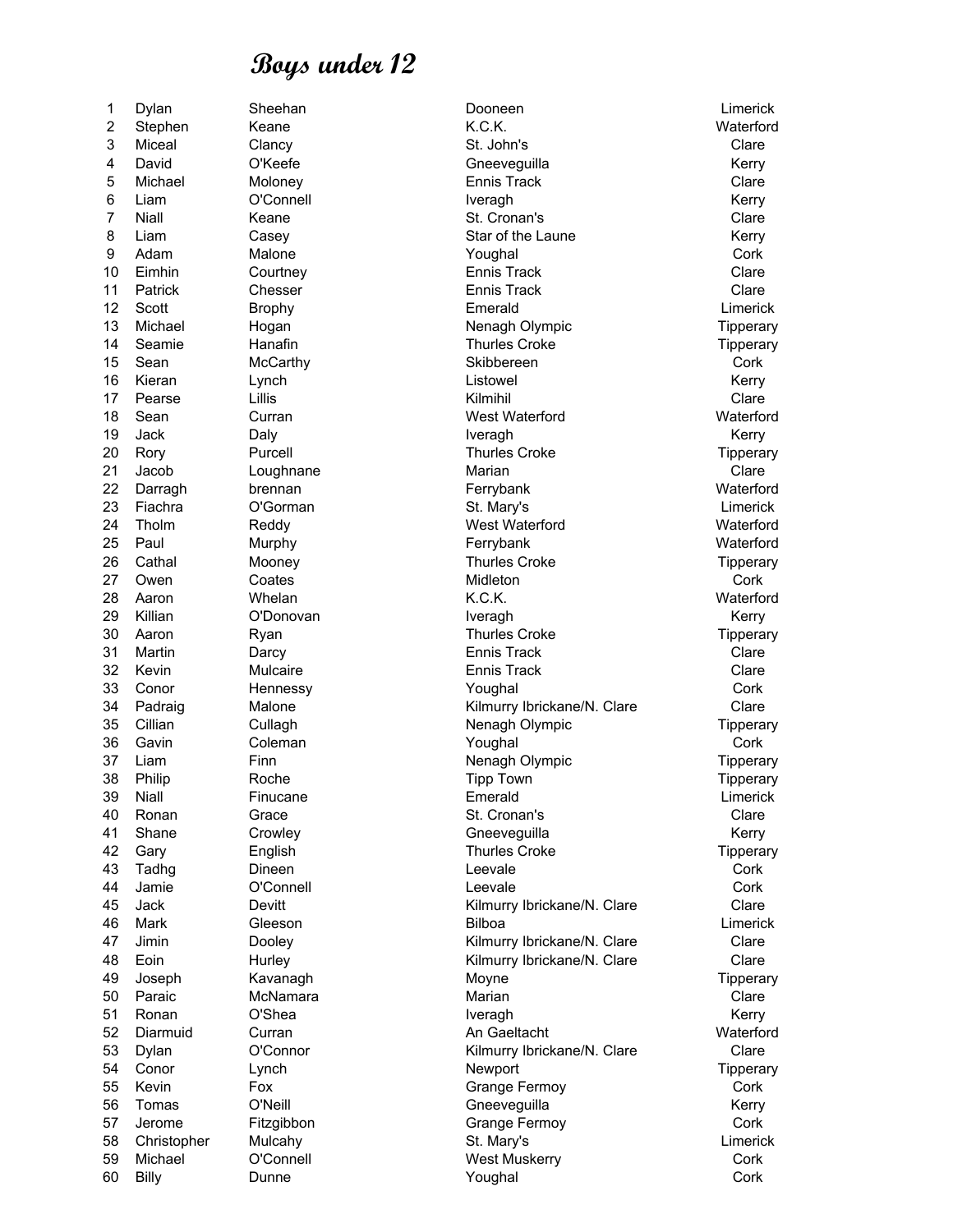# Boys under 12

| | | | | |
|---|---|---|---|---|
| 1 | Dylan | Sheehan | Dooneen | Limerick |
| 2 | Stephen | Keane | K.C.K. | Waterford |
| 3 | Miceal | Clancy | St. John's | Clare |
| 4 | David | O'Keefe | Gneeveguilla | Kerry |
| 5 | Michael | Moloney | Ennis Track | Clare |
| 6 | Liam | O'Connell | Iveragh | Kerry |
| 7 | Niall | Keane | St. Cronan's | Clare |
| 8 | Liam | Casey | Star of the Laune | Kerry |
| 9 | Adam | Malone | Youghal | Cork |
| 10 | Eimhin | Courtney | Ennis Track | Clare |
| 11 | Patrick | Chesser | Ennis Track | Clare |
| 12 | Scott | Brophy | Emerald | Limerick |
| 13 | Michael | Hogan | Nenagh Olympic | Tipperary |
| 14 | Seamie | Hanafin | Thurles Croke | Tipperary |
| 15 | Sean | McCarthy | Skibbereen | Cork |
| 16 | Kieran | Lynch | Listowel | Kerry |
| 17 | Pearse | Lillis | Kilmihil | Clare |
| 18 | Sean | Curran | West Waterford | Waterford |
| 19 | Jack | Daly | Iveragh | Kerry |
| 20 | Rory | Purcell | Thurles Croke | Tipperary |
| 21 | Jacob | Loughnane | Marian | Clare |
| 22 | Darragh | brennan | Ferrybank | Waterford |
| 23 | Fiachra | O'Gorman | St. Mary's | Limerick |
| 24 | Tholm | Reddy | West Waterford | Waterford |
| 25 | Paul | Murphy | Ferrybank | Waterford |
| 26 | Cathal | Mooney | Thurles Croke | Tipperary |
| 27 | Owen | Coates | Midleton | Cork |
| 28 | Aaron | Whelan | K.C.K. | Waterford |
| 29 | Killian | O'Donovan | Iveragh | Kerry |
| 30 | Aaron | Ryan | Thurles Croke | Tipperary |
| 31 | Martin | Darcy | Ennis Track | Clare |
| 32 | Kevin | Mulcaire | Ennis Track | Clare |
| 33 | Conor | Hennessy | Youghal | Cork |
| 34 | Padraig | Malone | Kilmurry Ibrickane/N. Clare | Clare |
| 35 | Cillian | Cullagh | Nenagh Olympic | Tipperary |
| 36 | Gavin | Coleman | Youghal | Cork |
| 37 | Liam | Finn | Nenagh Olympic | Tipperary |
| 38 | Philip | Roche | Tipp Town | Tipperary |
| 39 | Niall | Finucane | Emerald | Limerick |
| 40 | Ronan | Grace | St. Cronan's | Clare |
| 41 | Shane | Crowley | Gneeveguilla | Kerry |
| 42 | Gary | English | Thurles Croke | Tipperary |
| 43 | Tadhg | Dineen | Leevale | Cork |
| 44 | Jamie | O'Connell | Leevale | Cork |
| 45 | Jack | Devitt | Kilmurry Ibrickane/N. Clare | Clare |
| 46 | Mark | Gleeson | Bilboa | Limerick |
| 47 | Jimin | Dooley | Kilmurry Ibrickane/N. Clare | Clare |
| 48 | Eoin | Hurley | Kilmurry Ibrickane/N. Clare | Clare |
| 49 | Joseph | Kavanagh | Moyne | Tipperary |
| 50 | Paraic | McNamara | Marian | Clare |
| 51 | Ronan | O'Shea | Iveragh | Kerry |
| 52 | Diarmuid | Curran | An Gaeltacht | Waterford |
| 53 | Dylan | O'Connor | Kilmurry Ibrickane/N. Clare | Clare |
| 54 | Conor | Lynch | Newport | Tipperary |
| 55 | Kevin | Fox | Grange Fermoy | Cork |
| 56 | Tomas | O'Neill | Gneeveguilla | Kerry |
| 57 | Jerome | Fitzgibbon | Grange Fermoy | Cork |
| 58 | Christopher | Mulcahy | St. Mary's | Limerick |
| 59 | Michael | O'Connell | West Muskerry | Cork |
| 60 | Billy | Dunne | Youghal | Cork |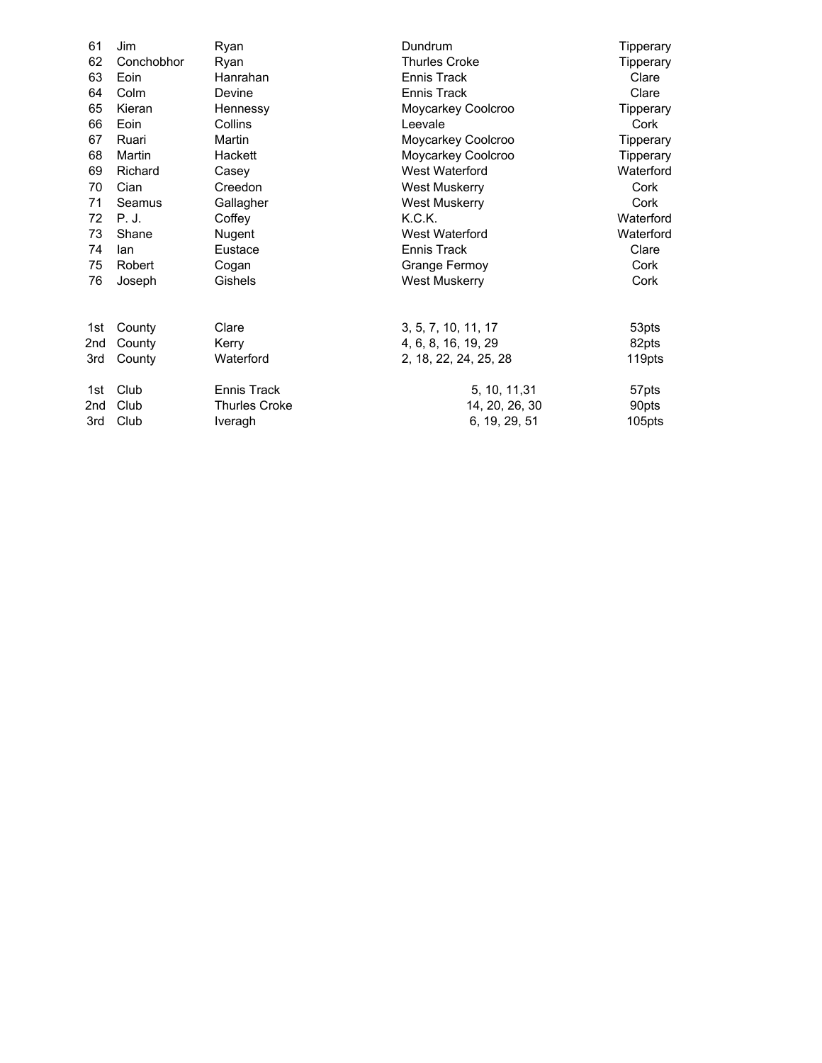| | | | | |
|---|---|---|---|---|
| 61 | Jim | Ryan | Dundrum | Tipperary |
| 62 | Conchobhor | Ryan | Thurles Croke | Tipperary |
| 63 | Eoin | Hanrahan | Ennis Track | Clare |
| 64 | Colm | Devine | Ennis Track | Clare |
| 65 | Kieran | Hennessy | Moycarkey Coolcroo | Tipperary |
| 66 | Eoin | Collins | Leevale | Cork |
| 67 | Ruari | Martin | Moycarkey Coolcroo | Tipperary |
| 68 | Martin | Hackett | Moycarkey Coolcroo | Tipperary |
| 69 | Richard | Casey | West Waterford | Waterford |
| 70 | Cian | Creedon | West Muskerry | Cork |
| 71 | Seamus | Gallagher | West Muskerry | Cork |
| 72 | P. J. | Coffey | K.C.K. | Waterford |
| 73 | Shane | Nugent | West Waterford | Waterford |
| 74 | Ian | Eustace | Ennis Track | Clare |
| 75 | Robert | Cogan | Grange Fermoy | Cork |
| 76 | Joseph | Gishels | West Muskerry | Cork |

| | | | | |
|---|---|---|---|---|
| 1st | County | Clare | 3, 5, 7, 10, 11, 17 | 53pts |
| 2nd | County | Kerry | 4, 6, 8, 16, 19, 29 | 82pts |
| 3rd | County | Waterford | 2, 18, 22, 24, 25, 28 | 119pts |
| 1st | Club | Ennis Track | 5, 10, 11,31 | 57pts |
| 2nd | Club | Thurles Croke | 14, 20, 26, 30 | 90pts |
| 3rd | Club | Iveragh | 6, 19, 29, 51 | 105pts |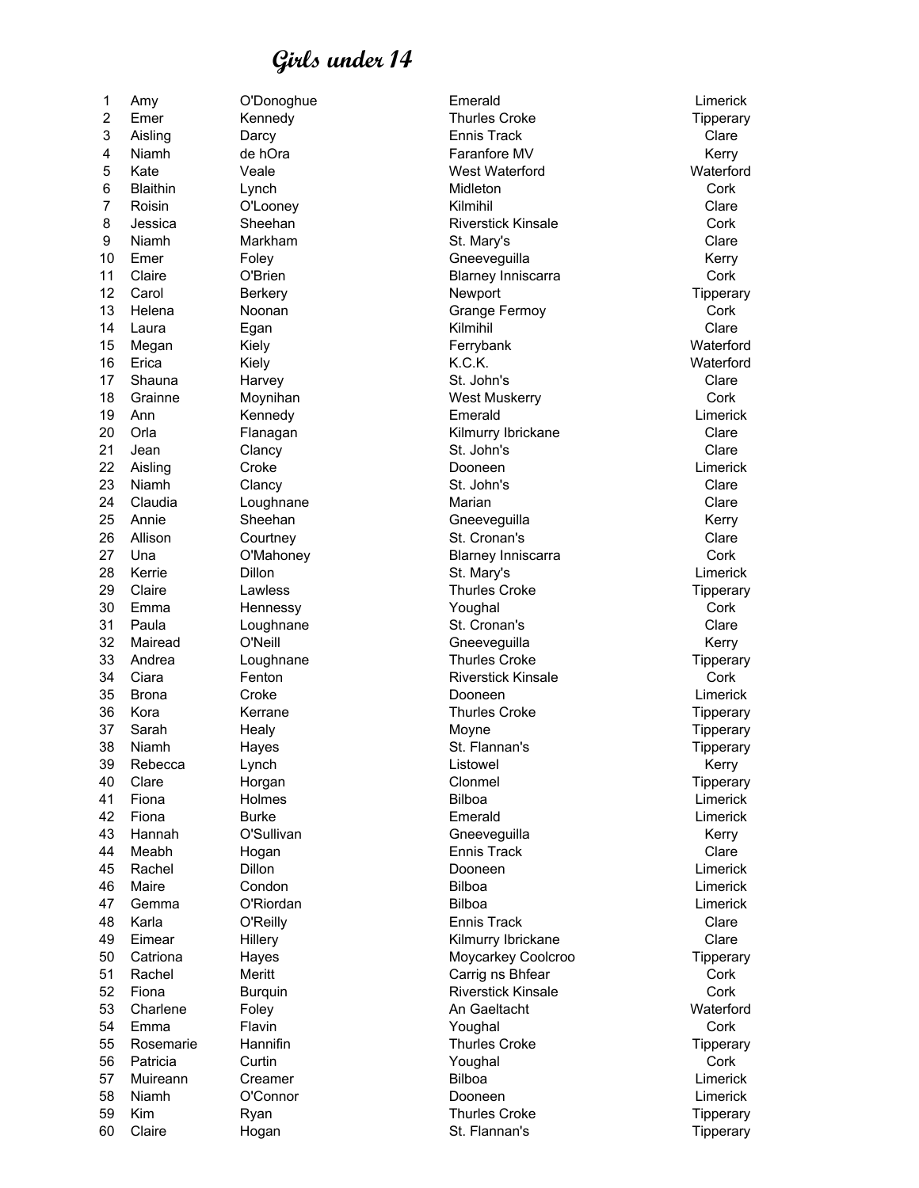# Girls under 14

| | | | | |
|---|---|---|---|---|
| 1 | Amy | O'Donoghue | Emerald | Limerick |
| 2 | Emer | Kennedy | Thurles Croke | Tipperary |
| 3 | Aisling | Darcy | Ennis Track | Clare |
| 4 | Niamh | de hOra | Faranfore MV | Kerry |
| 5 | Kate | Veale | West Waterford | Waterford |
| 6 | Blaithin | Lynch | Midleton | Cork |
| 7 | Roisin | O'Looney | Kilmihil | Clare |
| 8 | Jessica | Sheehan | Riverstick Kinsale | Cork |
| 9 | Niamh | Markham | St. Mary's | Clare |
| 10 | Emer | Foley | Gneeveguilla | Kerry |
| 11 | Claire | O'Brien | Blarney Inniscarra | Cork |
| 12 | Carol | Berkery | Newport | Tipperary |
| 13 | Helena | Noonan | Grange Fermoy | Cork |
| 14 | Laura | Egan | Kilmihil | Clare |
| 15 | Megan | Kiely | Ferrybank | Waterford |
| 16 | Erica | Kiely | K.C.K. | Waterford |
| 17 | Shauna | Harvey | St. John's | Clare |
| 18 | Grainne | Moynihan | West Muskerry | Cork |
| 19 | Ann | Kennedy | Emerald | Limerick |
| 20 | Orla | Flanagan | Kilmurry Ibrickane | Clare |
| 21 | Jean | Clancy | St. John's | Clare |
| 22 | Aisling | Croke | Dooneen | Limerick |
| 23 | Niamh | Clancy | St. John's | Clare |
| 24 | Claudia | Loughnane | Marian | Clare |
| 25 | Annie | Sheehan | Gneeveguilla | Kerry |
| 26 | Allison | Courtney | St. Cronan's | Clare |
| 27 | Una | O'Mahoney | Blarney Inniscarra | Cork |
| 28 | Kerrie | Dillon | St. Mary's | Limerick |
| 29 | Claire | Lawless | Thurles Croke | Tipperary |
| 30 | Emma | Hennessy | Youghal | Cork |
| 31 | Paula | Loughnane | St. Cronan's | Clare |
| 32 | Mairead | O'Neill | Gneeveguilla | Kerry |
| 33 | Andrea | Loughnane | Thurles Croke | Tipperary |
| 34 | Ciara | Fenton | Riverstick Kinsale | Cork |
| 35 | Brona | Croke | Dooneen | Limerick |
| 36 | Kora | Kerrane | Thurles Croke | Tipperary |
| 37 | Sarah | Healy | Moyne | Tipperary |
| 38 | Niamh | Hayes | St. Flannan's | Tipperary |
| 39 | Rebecca | Lynch | Listowel | Kerry |
| 40 | Clare | Horgan | Clonmel | Tipperary |
| 41 | Fiona | Holmes | Bilboa | Limerick |
| 42 | Fiona | Burke | Emerald | Limerick |
| 43 | Hannah | O'Sullivan | Gneeveguilla | Kerry |
| 44 | Meabh | Hogan | Ennis Track | Clare |
| 45 | Rachel | Dillon | Dooneen | Limerick |
| 46 | Maire | Condon | Bilboa | Limerick |
| 47 | Gemma | O'Riordan | Bilboa | Limerick |
| 48 | Karla | O'Reilly | Ennis Track | Clare |
| 49 | Eimear | Hillery | Kilmurry Ibrickane | Clare |
| 50 | Catriona | Hayes | Moycarkey Coolcroo | Tipperary |
| 51 | Rachel | Meritt | Carrig ns Bhfear | Cork |
| 52 | Fiona | Burquin | Riverstick Kinsale | Cork |
| 53 | Charlene | Foley | An Gaeltacht | Waterford |
| 54 | Emma | Flavin | Youghal | Cork |
| 55 | Rosemarie | Hannifin | Thurles Croke | Tipperary |
| 56 | Patricia | Curtin | Youghal | Cork |
| 57 | Muireann | Creamer | Bilboa | Limerick |
| 58 | Niamh | O'Connor | Dooneen | Limerick |
| 59 | Kim | Ryan | Thurles Croke | Tipperary |
| 60 | Claire | Hogan | St. Flannan's | Tipperary |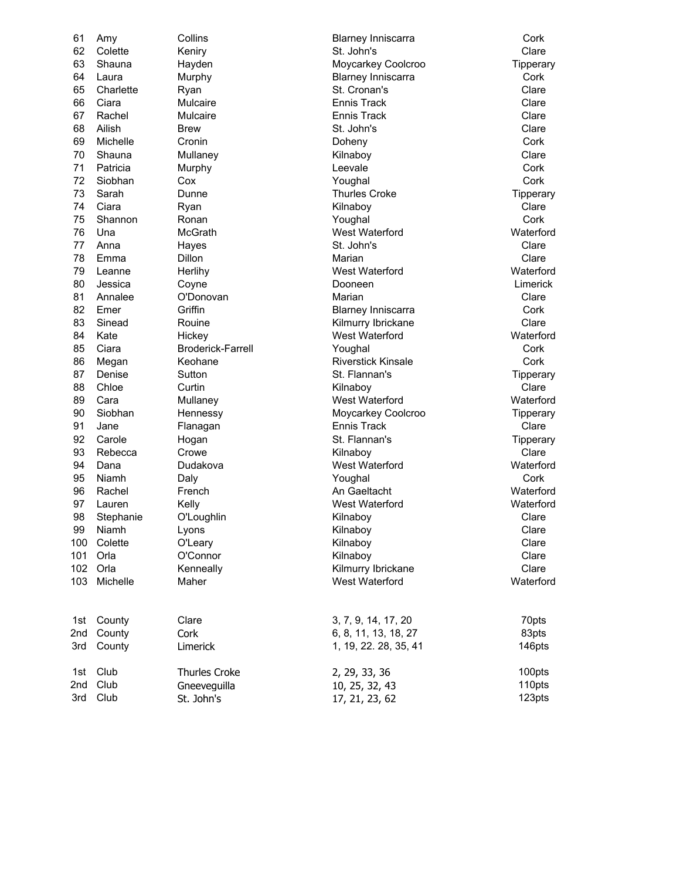| | | | | |
|---|---|---|---|---|
| 61 | Amy | Collins | Blarney Inniscarra | Cork |
| 62 | Colette | Keniry | St. John's | Clare |
| 63 | Shauna | Hayden | Moycarkey Coolcroo | Tipperary |
| 64 | Laura | Murphy | Blarney Inniscarra | Cork |
| 65 | Charlette | Ryan | St. Cronan's | Clare |
| 66 | Ciara | Mulcaire | Ennis Track | Clare |
| 67 | Rachel | Mulcaire | Ennis Track | Clare |
| 68 | Ailish | Brew | St. John's | Clare |
| 69 | Michelle | Cronin | Doheny | Cork |
| 70 | Shauna | Mullaney | Kilnaboy | Clare |
| 71 | Patricia | Murphy | Leevale | Cork |
| 72 | Siobhan | Cox | Youghal | Cork |
| 73 | Sarah | Dunne | Thurles Croke | Tipperary |
| 74 | Ciara | Ryan | Kilnaboy | Clare |
| 75 | Shannon | Ronan | Youghal | Cork |
| 76 | Una | McGrath | West Waterford | Waterford |
| 77 | Anna | Hayes | St. John's | Clare |
| 78 | Emma | Dillon | Marian | Clare |
| 79 | Leanne | Herlihy | West Waterford | Waterford |
| 80 | Jessica | Coyne | Dooneen | Limerick |
| 81 | Annalee | O'Donovan | Marian | Clare |
| 82 | Emer | Griffin | Blarney Inniscarra | Cork |
| 83 | Sinead | Rouine | Kilmurry Ibrickane | Clare |
| 84 | Kate | Hickey | West Waterford | Waterford |
| 85 | Ciara | Broderick-Farrell | Youghal | Cork |
| 86 | Megan | Keohane | Riverstick Kinsale | Cork |
| 87 | Denise | Sutton | St. Flannan's | Tipperary |
| 88 | Chloe | Curtin | Kilnaboy | Clare |
| 89 | Cara | Mullaney | West Waterford | Waterford |
| 90 | Siobhan | Hennessy | Moycarkey Coolcroo | Tipperary |
| 91 | Jane | Flanagan | Ennis Track | Clare |
| 92 | Carole | Hogan | St. Flannan's | Tipperary |
| 93 | Rebecca | Crowe | Kilnaboy | Clare |
| 94 | Dana | Dudakova | West Waterford | Waterford |
| 95 | Niamh | Daly | Youghal | Cork |
| 96 | Rachel | French | An Gaeltacht | Waterford |
| 97 | Lauren | Kelly | West Waterford | Waterford |
| 98 | Stephanie | O'Loughlin | Kilnaboy | Clare |
| 99 | Niamh | Lyons | Kilnaboy | Clare |
| 100 | Colette | O'Leary | Kilnaboy | Clare |
| 101 | Orla | O'Connor | Kilnaboy | Clare |
| 102 | Orla | Kenneally | Kilmurry Ibrickane | Clare |
| 103 | Michelle | Maher | West Waterford | Waterford |

| | | | | |
|---|---|---|---|---|
| 1st | County | Clare | 3, 7, 9, 14, 17, 20 | 70pts |
| 2nd | County | Cork | 6, 8, 11, 13, 18, 27 | 83pts |
| 3rd | County | Limerick | 1, 19, 22. 28, 35, 41 | 146pts |
| 1st | Club | Thurles Croke | 2, 29, 33, 36 | 100pts |
| 2nd | Club | Gneeveguilla | 10, 25, 32, 43 | 110pts |
| 3rd | Club | St. John's | 17, 21, 23, 62 | 123pts |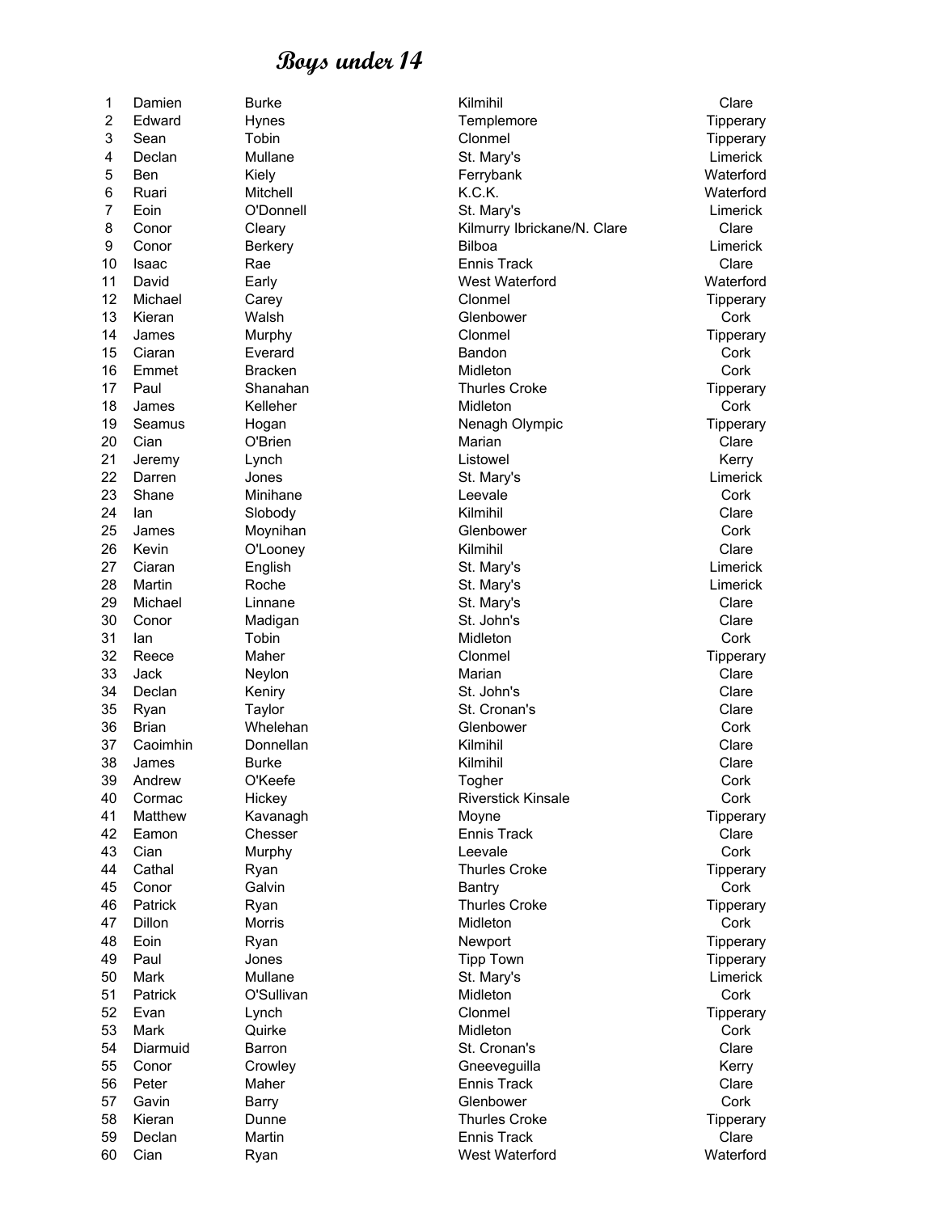# Boys under 14

| | | | | |
|---|---|---|---|---|
| 1 | Damien | Burke | Kilmihil | Clare |
| 2 | Edward | Hynes | Templemore | Tipperary |
| 3 | Sean | Tobin | Clonmel | Tipperary |
| 4 | Declan | Mullane | St. Mary's | Limerick |
| 5 | Ben | Kiely | Ferrybank | Waterford |
| 6 | Ruari | Mitchell | K.C.K. | Waterford |
| 7 | Eoin | O'Donnell | St. Mary's | Limerick |
| 8 | Conor | Cleary | Kilmurry Ibrickane/N. Clare | Clare |
| 9 | Conor | Berkery | Bilboa | Limerick |
| 10 | Isaac | Rae | Ennis Track | Clare |
| 11 | David | Early | West Waterford | Waterford |
| 12 | Michael | Carey | Clonmel | Tipperary |
| 13 | Kieran | Walsh | Glenbower | Cork |
| 14 | James | Murphy | Clonmel | Tipperary |
| 15 | Ciaran | Everard | Bandon | Cork |
| 16 | Emmet | Bracken | Midleton | Cork |
| 17 | Paul | Shanahan | Thurles Croke | Tipperary |
| 18 | James | Kelleher | Midleton | Cork |
| 19 | Seamus | Hogan | Nenagh Olympic | Tipperary |
| 20 | Cian | O'Brien | Marian | Clare |
| 21 | Jeremy | Lynch | Listowel | Kerry |
| 22 | Darren | Jones | St. Mary's | Limerick |
| 23 | Shane | Minihane | Leevale | Cork |
| 24 | Ian | Slobody | Kilmihil | Clare |
| 25 | James | Moynihan | Glenbower | Cork |
| 26 | Kevin | O'Looney | Kilmihil | Clare |
| 27 | Ciaran | English | St. Mary's | Limerick |
| 28 | Martin | Roche | St. Mary's | Limerick |
| 29 | Michael | Linnane | St. Mary's | Clare |
| 30 | Conor | Madigan | St. John's | Clare |
| 31 | Ian | Tobin | Midleton | Cork |
| 32 | Reece | Maher | Clonmel | Tipperary |
| 33 | Jack | Neylon | Marian | Clare |
| 34 | Declan | Keniry | St. John's | Clare |
| 35 | Ryan | Taylor | St. Cronan's | Clare |
| 36 | Brian | Whelehan | Glenbower | Cork |
| 37 | Caoimhin | Donnellan | Kilmihil | Clare |
| 38 | James | Burke | Kilmihil | Clare |
| 39 | Andrew | O'Keefe | Togher | Cork |
| 40 | Cormac | Hickey | Riverstick Kinsale | Cork |
| 41 | Matthew | Kavanagh | Moyne | Tipperary |
| 42 | Eamon | Chesser | Ennis Track | Clare |
| 43 | Cian | Murphy | Leevale | Cork |
| 44 | Cathal | Ryan | Thurles Croke | Tipperary |
| 45 | Conor | Galvin | Bantry | Cork |
| 46 | Patrick | Ryan | Thurles Croke | Tipperary |
| 47 | Dillon | Morris | Midleton | Cork |
| 48 | Eoin | Ryan | Newport | Tipperary |
| 49 | Paul | Jones | Tipp Town | Tipperary |
| 50 | Mark | Mullane | St. Mary's | Limerick |
| 51 | Patrick | O'Sullivan | Midleton | Cork |
| 52 | Evan | Lynch | Clonmel | Tipperary |
| 53 | Mark | Quirke | Midleton | Cork |
| 54 | Diarmuid | Barron | St. Cronan's | Clare |
| 55 | Conor | Crowley | Gneeveguilla | Kerry |
| 56 | Peter | Maher | Ennis Track | Clare |
| 57 | Gavin | Barry | Glenbower | Cork |
| 58 | Kieran | Dunne | Thurles Croke | Tipperary |
| 59 | Declan | Martin | Ennis Track | Clare |
| 60 | Cian | Ryan | West Waterford | Waterford |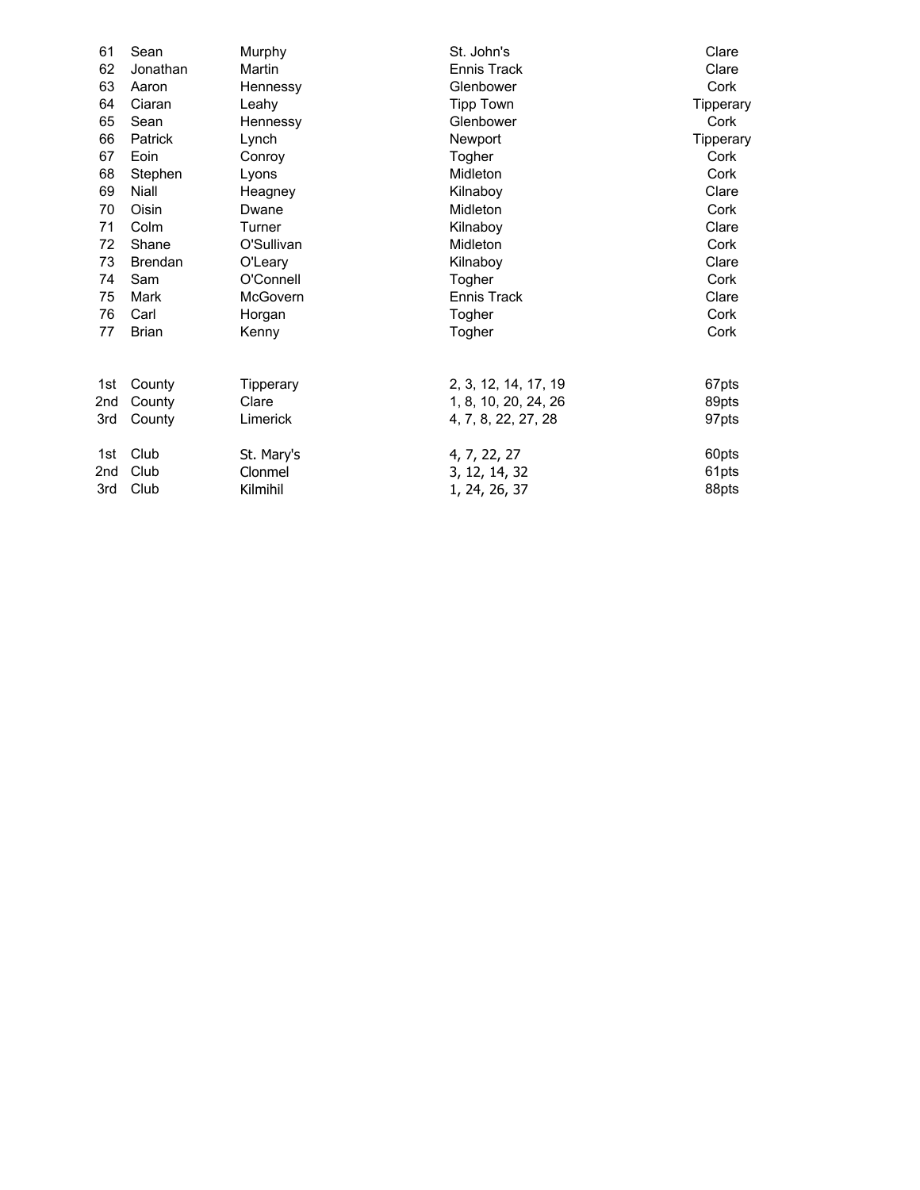| | | | | |
|---|---|---|---|---|
| 61 | Sean | Murphy | St. John's | Clare |
| 62 | Jonathan | Martin | Ennis Track | Clare |
| 63 | Aaron | Hennessy | Glenbower | Cork |
| 64 | Ciaran | Leahy | Tipp Town | Tipperary |
| 65 | Sean | Hennessy | Glenbower | Cork |
| 66 | Patrick | Lynch | Newport | Tipperary |
| 67 | Eoin | Conroy | Togher | Cork |
| 68 | Stephen | Lyons | Midleton | Cork |
| 69 | Niall | Heagney | Kilnaboy | Clare |
| 70 | Oisin | Dwane | Midleton | Cork |
| 71 | Colm | Turner | Kilnaboy | Clare |
| 72 | Shane | O'Sullivan | Midleton | Cork |
| 73 | Brendan | O'Leary | Kilnaboy | Clare |
| 74 | Sam | O'Connell | Togher | Cork |
| 75 | Mark | McGovern | Ennis Track | Clare |
| 76 | Carl | Horgan | Togher | Cork |
| 77 | Brian | Kenny | Togher | Cork |

| | | | | |
|---|---|---|---|---|
| 1st | County | Tipperary | 2, 3, 12, 14, 17, 19 | 67pts |
| 2nd | County | Clare | 1, 8, 10, 20, 24, 26 | 89pts |
| 3rd | County | Limerick | 4, 7, 8, 22, 27, 28 | 97pts |

| | | | | |
|---|---|---|---|---|
| 1st | Club | St. Mary's | 4, 7, 22, 27 | 60pts |
| 2nd | Club | Clonmel | 3, 12, 14, 32 | 61pts |
| 3rd | Club | Kilmihil | 1, 24, 26, 37 | 88pts |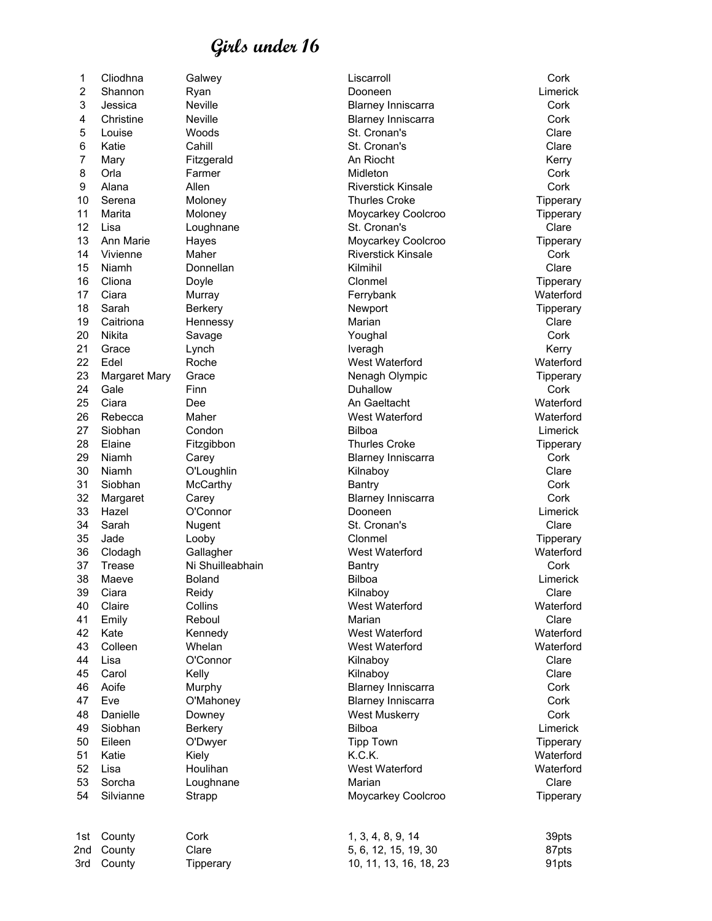# Girls under 16

| | | | | |
|---|---|---|---|---|
| 1 | Cliodhna | Galwey | Liscarroll | Cork |
| 2 | Shannon | Ryan | Dooneen | Limerick |
| 3 | Jessica | Neville | Blarney Inniscarra | Cork |
| 4 | Christine | Neville | Blarney Inniscarra | Cork |
| 5 | Louise | Woods | St. Cronan's | Clare |
| 6 | Katie | Cahill | St. Cronan's | Clare |
| 7 | Mary | Fitzgerald | An Riocht | Kerry |
| 8 | Orla | Farmer | Midleton | Cork |
| 9 | Alana | Allen | Riverstick Kinsale | Cork |
| 10 | Serena | Moloney | Thurles Croke | Tipperary |
| 11 | Marita | Moloney | Moycarkey Coolcroo | Tipperary |
| 12 | Lisa | Loughnane | St. Cronan's | Clare |
| 13 | Ann Marie | Hayes | Moycarkey Coolcroo | Tipperary |
| 14 | Vivienne | Maher | Riverstick Kinsale | Cork |
| 15 | Niamh | Donnellan | Kilmihil | Clare |
| 16 | Cliona | Doyle | Clonmel | Tipperary |
| 17 | Ciara | Murray | Ferrybank | Waterford |
| 18 | Sarah | Berkery | Newport | Tipperary |
| 19 | Caitriona | Hennessy | Marian | Clare |
| 20 | Nikita | Savage | Youghal | Cork |
| 21 | Grace | Lynch | Iveragh | Kerry |
| 22 | Edel | Roche | West Waterford | Waterford |
| 23 | Margaret Mary | Grace | Nenagh Olympic | Tipperary |
| 24 | Gale | Finn | Duhallow | Cork |
| 25 | Ciara | Dee | An Gaeltacht | Waterford |
| 26 | Rebecca | Maher | West Waterford | Waterford |
| 27 | Siobhan | Condon | Bilboa | Limerick |
| 28 | Elaine | Fitzgibbon | Thurles Croke | Tipperary |
| 29 | Niamh | Carey | Blarney Inniscarra | Cork |
| 30 | Niamh | O'Loughlin | Kilnaboy | Clare |
| 31 | Siobhan | McCarthy | Bantry | Cork |
| 32 | Margaret | Carey | Blarney Inniscarra | Cork |
| 33 | Hazel | O'Connor | Dooneen | Limerick |
| 34 | Sarah | Nugent | St. Cronan's | Clare |
| 35 | Jade | Looby | Clonmel | Tipperary |
| 36 | Clodagh | Gallagher | West Waterford | Waterford |
| 37 | Trease | Ni Shuilleabhain | Bantry | Cork |
| 38 | Maeve | Boland | Bilboa | Limerick |
| 39 | Ciara | Reidy | Kilnaboy | Clare |
| 40 | Claire | Collins | West Waterford | Waterford |
| 41 | Emily | Reboul | Marian | Clare |
| 42 | Kate | Kennedy | West Waterford | Waterford |
| 43 | Colleen | Whelan | West Waterford | Waterford |
| 44 | Lisa | O'Connor | Kilnaboy | Clare |
| 45 | Carol | Kelly | Kilnaboy | Clare |
| 46 | Aoife | Murphy | Blarney Inniscarra | Cork |
| 47 | Eve | O'Mahoney | Blarney Inniscarra | Cork |
| 48 | Danielle | Downey | West Muskerry | Cork |
| 49 | Siobhan | Berkery | Bilboa | Limerick |
| 50 | Eileen | O'Dwyer | Tipp Town | Tipperary |
| 51 | Katie | Kiely | K.C.K. | Waterford |
| 52 | Lisa | Houlihan | West Waterford | Waterford |
| 53 | Sorcha | Loughnane | Marian | Clare |
| 54 | Silvianne | Strapp | Moycarkey Coolcroo | Tipperary |

| | | | | |
|---|---|---|---|---|
| 1st | County | Cork | 1, 3, 4, 8, 9, 14 | 39pts |
| 2nd | County | Clare | 5, 6, 12, 15, 19, 30 | 87pts |
| 3rd | County | Tipperary | 10, 11, 13, 16, 18, 23 | 91pts |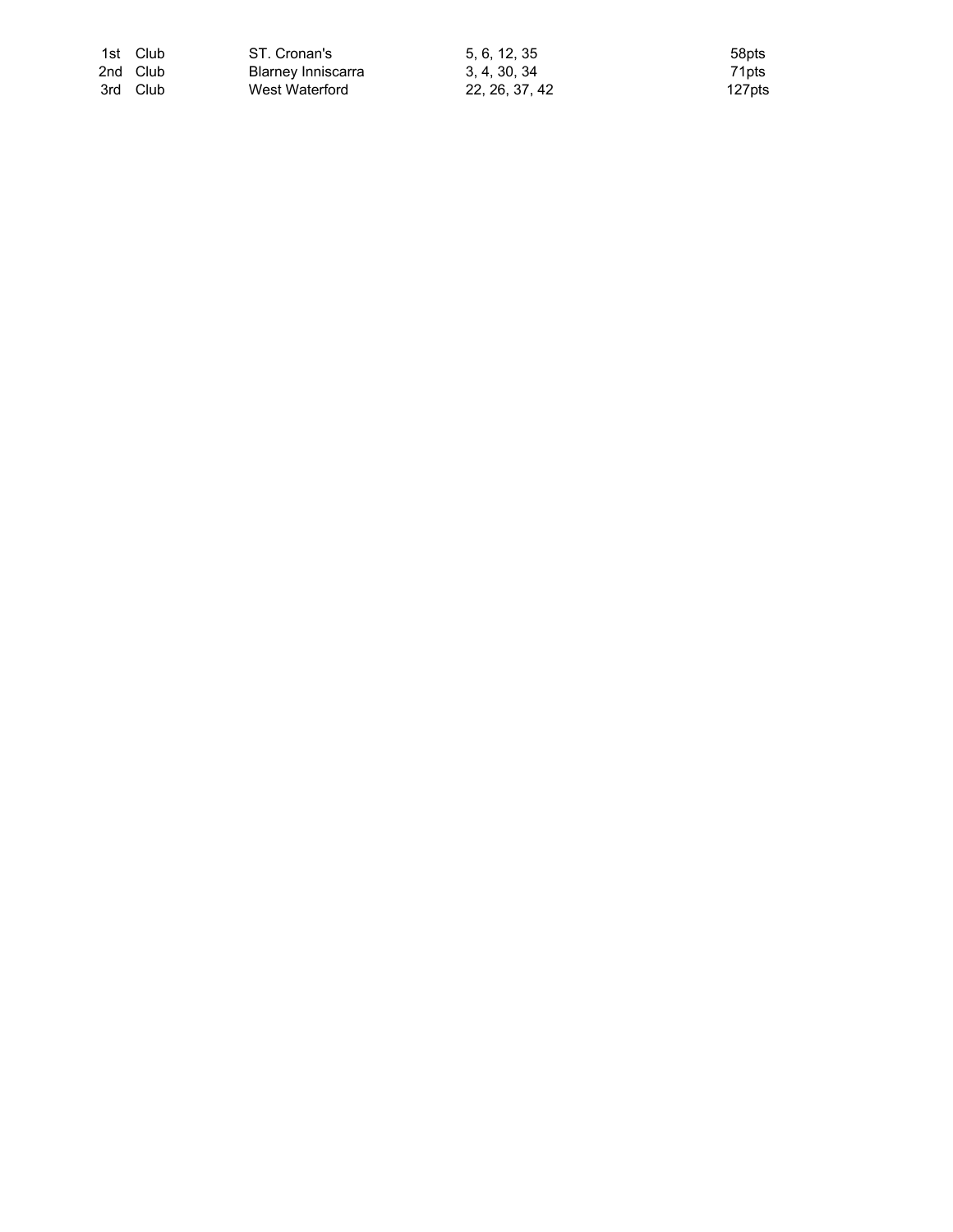| | | | | |
|---|---|---|---|---|
| 1st | Club | ST. Cronan's | 5, 6, 12, 35 | 58pts |
| 2nd | Club | Blarney Inniscarra | 3, 4, 30, 34 | 71pts |
| 3rd | Club | West Waterford | 22, 26, 37, 42 | 127pts |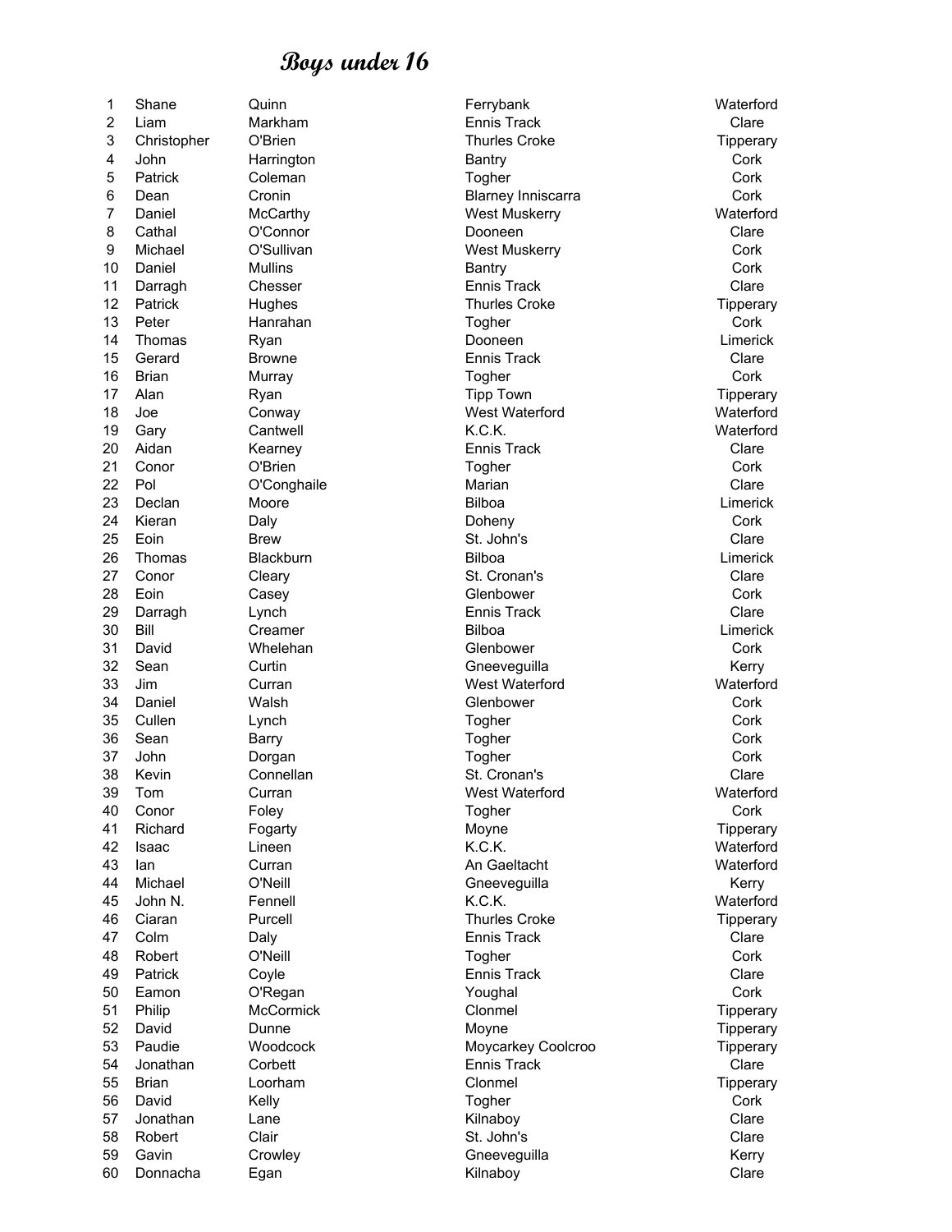# Boys under 16

| | | | | |
|---|---|---|---|---|
| 1 | Shane | Quinn | Ferrybank | Waterford |
| 2 | Liam | Markham | Ennis Track | Clare |
| 3 | Christopher | O'Brien | Thurles Croke | Tipperary |
| 4 | John | Harrington | Bantry | Cork |
| 5 | Patrick | Coleman | Togher | Cork |
| 6 | Dean | Cronin | Blarney Inniscarra | Cork |
| 7 | Daniel | McCarthy | West Muskerry | Waterford |
| 8 | Cathal | O'Connor | Dooneen | Clare |
| 9 | Michael | O'Sullivan | West Muskerry | Cork |
| 10 | Daniel | Mullins | Bantry | Cork |
| 11 | Darragh | Chesser | Ennis Track | Clare |
| 12 | Patrick | Hughes | Thurles Croke | Tipperary |
| 13 | Peter | Hanrahan | Togher | Cork |
| 14 | Thomas | Ryan | Dooneen | Limerick |
| 15 | Gerard | Browne | Ennis Track | Clare |
| 16 | Brian | Murray | Togher | Cork |
| 17 | Alan | Ryan | Tipp Town | Tipperary |
| 18 | Joe | Conway | West Waterford | Waterford |
| 19 | Gary | Cantwell | K.C.K. | Waterford |
| 20 | Aidan | Kearney | Ennis Track | Clare |
| 21 | Conor | O'Brien | Togher | Cork |
| 22 | Pol | O'Conghaile | Marian | Clare |
| 23 | Declan | Moore | Bilboa | Limerick |
| 24 | Kieran | Daly | Doheny | Cork |
| 25 | Eoin | Brew | St. John's | Clare |
| 26 | Thomas | Blackburn | Bilboa | Limerick |
| 27 | Conor | Cleary | St. Cronan's | Clare |
| 28 | Eoin | Casey | Glenbower | Cork |
| 29 | Darragh | Lynch | Ennis Track | Clare |
| 30 | Bill | Creamer | Bilboa | Limerick |
| 31 | David | Whelehan | Glenbower | Cork |
| 32 | Sean | Curtin | Gneeveguilla | Kerry |
| 33 | Jim | Curran | West Waterford | Waterford |
| 34 | Daniel | Walsh | Glenbower | Cork |
| 35 | Cullen | Lynch | Togher | Cork |
| 36 | Sean | Barry | Togher | Cork |
| 37 | John | Dorgan | Togher | Cork |
| 38 | Kevin | Connellan | St. Cronan's | Clare |
| 39 | Tom | Curran | West Waterford | Waterford |
| 40 | Conor | Foley | Togher | Cork |
| 41 | Richard | Fogarty | Moyne | Tipperary |
| 42 | Isaac | Lineen | K.C.K. | Waterford |
| 43 | Ian | Curran | An Gaeltacht | Waterford |
| 44 | Michael | O'Neill | Gneeveguilla | Kerry |
| 45 | John N. | Fennell | K.C.K. | Waterford |
| 46 | Ciaran | Purcell | Thurles Croke | Tipperary |
| 47 | Colm | Daly | Ennis Track | Clare |
| 48 | Robert | O'Neill | Togher | Cork |
| 49 | Patrick | Coyle | Ennis Track | Clare |
| 50 | Eamon | O'Regan | Youghal | Cork |
| 51 | Philip | McCormick | Clonmel | Tipperary |
| 52 | David | Dunne | Moyne | Tipperary |
| 53 | Paudie | Woodcock | Moycarkey Coolcroo | Tipperary |
| 54 | Jonathan | Corbett | Ennis Track | Clare |
| 55 | Brian | Loorham | Clonmel | Tipperary |
| 56 | David | Kelly | Togher | Cork |
| 57 | Jonathan | Lane | Kilnaboy | Clare |
| 58 | Robert | Clair | St. John's | Clare |
| 59 | Gavin | Crowley | Gneeveguilla | Kerry |
| 60 | Donnacha | Egan | Kilnaboy | Clare |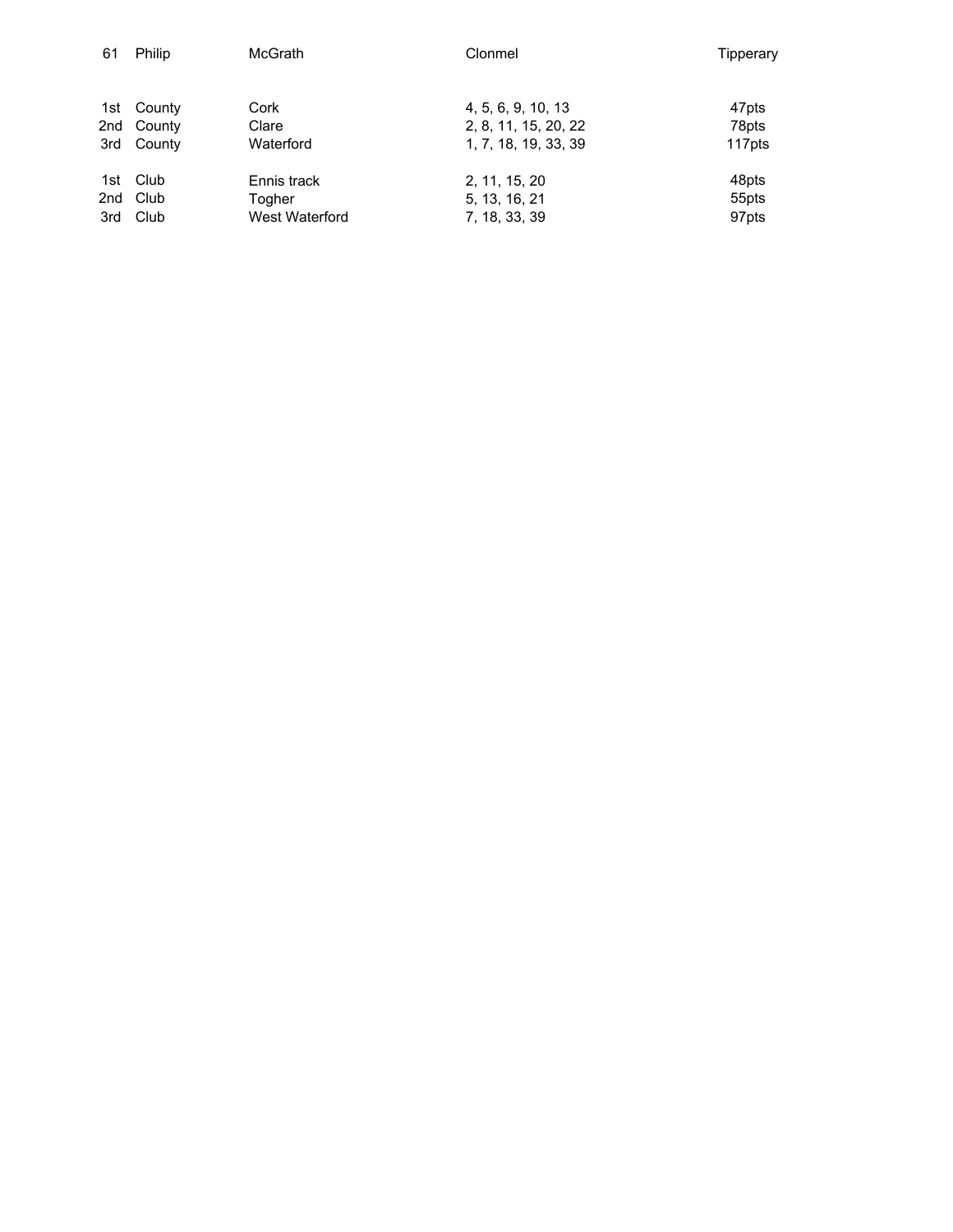| | | | | |
|---|---|---|---|---|
| 61 | Philip | McGrath | Clonmel | Tipperary |
| | | | | |
| 1st | County | Cork | 4, 5, 6, 9, 10, 13 | 47pts |
| 2nd | County | Clare | 2, 8, 11, 15, 20, 22 | 78pts |
| 3rd | County | Waterford | 1, 7, 18, 19, 33, 39 | 117pts |
| | | | | |
| 1st | Club | Ennis track | 2, 11, 15, 20 | 48pts |
| 2nd | Club | Togher | 5, 13, 16, 21 | 55pts |
| 3rd | Club | West Waterford | 7, 18, 33, 39 | 97pts |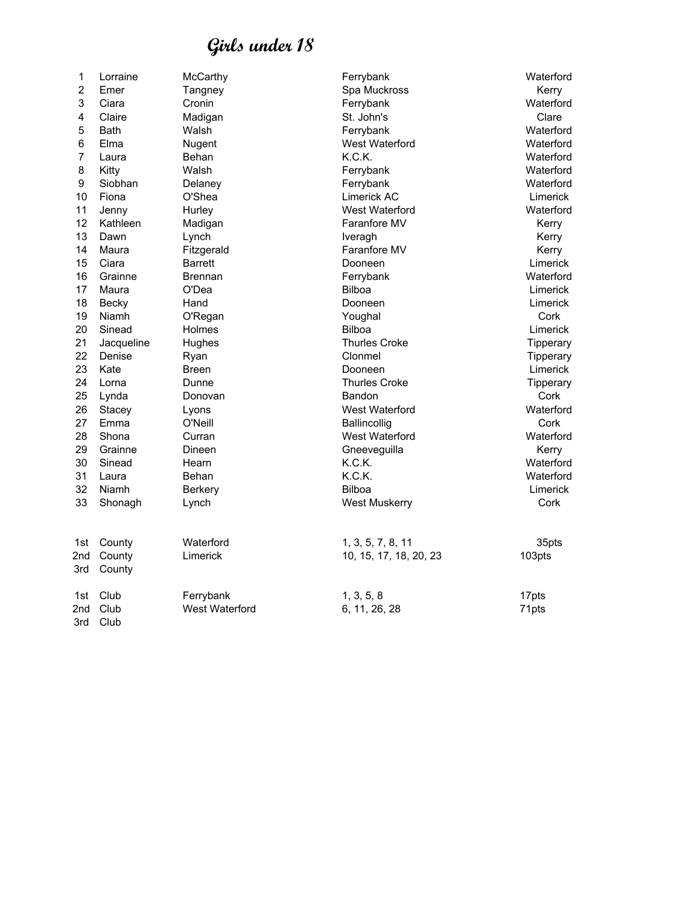# Girls under 18

| | | | | |
|---|---|---|---|---|
| 1 | Lorraine | McCarthy | Ferrybank | Waterford |
| 2 | Emer | Tangney | Spa Muckross | Kerry |
| 3 | Ciara | Cronin | Ferrybank | Waterford |
| 4 | Claire | Madigan | St. John's | Clare |
| 5 | Bath | Walsh | Ferrybank | Waterford |
| 6 | Elma | Nugent | West Waterford | Waterford |
| 7 | Laura | Behan | K.C.K. | Waterford |
| 8 | Kitty | Walsh | Ferrybank | Waterford |
| 9 | Siobhan | Delaney | Ferrybank | Waterford |
| 10 | Fiona | O'Shea | Limerick AC | Limerick |
| 11 | Jenny | Hurley | West Waterford | Waterford |
| 12 | Kathleen | Madigan | Faranfore MV | Kerry |
| 13 | Dawn | Lynch | Iveragh | Kerry |
| 14 | Maura | Fitzgerald | Faranfore MV | Kerry |
| 15 | Ciara | Barrett | Dooneen | Limerick |
| 16 | Grainne | Brennan | Ferrybank | Waterford |
| 17 | Maura | O'Dea | Bilboa | Limerick |
| 18 | Becky | Hand | Dooneen | Limerick |
| 19 | Niamh | O'Regan | Youghal | Cork |
| 20 | Sinead | Holmes | Bilboa | Limerick |
| 21 | Jacqueline | Hughes | Thurles Croke | Tipperary |
| 22 | Denise | Ryan | Clonmel | Tipperary |
| 23 | Kate | Breen | Dooneen | Limerick |
| 24 | Lorna | Dunne | Thurles Croke | Tipperary |
| 25 | Lynda | Donovan | Bandon | Cork |
| 26 | Stacey | Lyons | West Waterford | Waterford |
| 27 | Emma | O'Neill | Ballincollig | Cork |
| 28 | Shona | Curran | West Waterford | Waterford |
| 29 | Grainne | Dineen | Gneeveguilla | Kerry |
| 30 | Sinead | Hearn | K.C.K. | Waterford |
| 31 | Laura | Behan | K.C.K. | Waterford |
| 32 | Niamh | Berkery | Bilboa | Limerick |
| 33 | Shonagh | Lynch | West Muskerry | Cork |

| | | | | |
|---|---|---|---|---|
| 1st | County | Waterford | 1, 3, 5, 7, 8, 11 | 35pts |
| 2nd | County | Limerick | 10, 15, 17, 18, 20, 23 | 103pts |
| 3rd | County | | | |
| 1st | Club | Ferrybank | 1, 3, 5, 8 | 17pts |
| 2nd | Club | West Waterford | 6, 11, 26, 28 | 71pts |
| 3rd | Club | | | |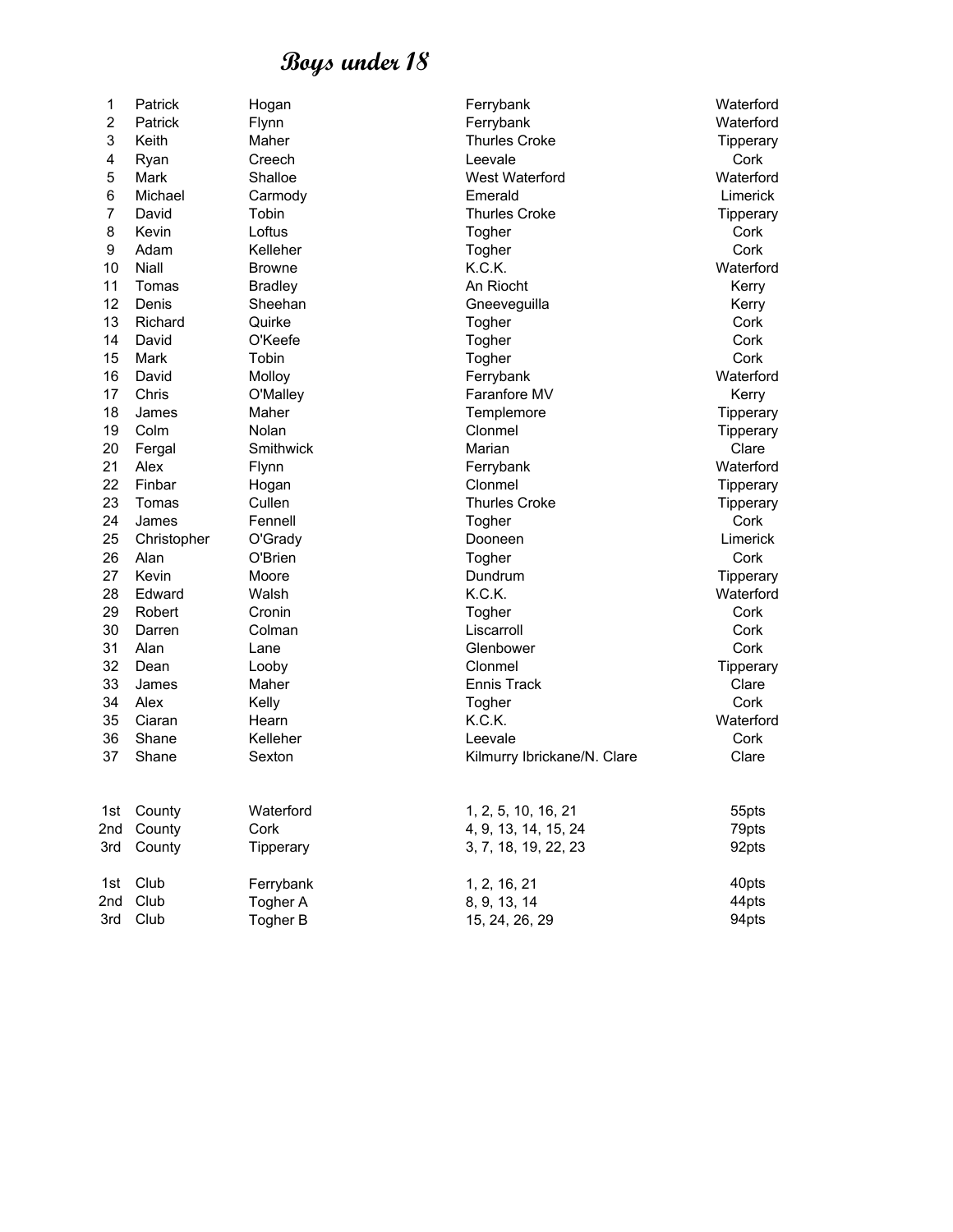# Boys under 18

| | | | | |
|---|---|---|---|---|
| 1 | Patrick | Hogan | Ferrybank | Waterford |
| 2 | Patrick | Flynn | Ferrybank | Waterford |
| 3 | Keith | Maher | Thurles Croke | Tipperary |
| 4 | Ryan | Creech | Leevale | Cork |
| 5 | Mark | Shalloe | West Waterford | Waterford |
| 6 | Michael | Carmody | Emerald | Limerick |
| 7 | David | Tobin | Thurles Croke | Tipperary |
| 8 | Kevin | Loftus | Togher | Cork |
| 9 | Adam | Kelleher | Togher | Cork |
| 10 | Niall | Browne | K.C.K. | Waterford |
| 11 | Tomas | Bradley | An Riocht | Kerry |
| 12 | Denis | Sheehan | Gneeveguilla | Kerry |
| 13 | Richard | Quirke | Togher | Cork |
| 14 | David | O'Keefe | Togher | Cork |
| 15 | Mark | Tobin | Togher | Cork |
| 16 | David | Molloy | Ferrybank | Waterford |
| 17 | Chris | O'Malley | Faranfore MV | Kerry |
| 18 | James | Maher | Templemore | Tipperary |
| 19 | Colm | Nolan | Clonmel | Tipperary |
| 20 | Fergal | Smithwick | Marian | Clare |
| 21 | Alex | Flynn | Ferrybank | Waterford |
| 22 | Finbar | Hogan | Clonmel | Tipperary |
| 23 | Tomas | Cullen | Thurles Croke | Tipperary |
| 24 | James | Fennell | Togher | Cork |
| 25 | Christopher | O'Grady | Dooneen | Limerick |
| 26 | Alan | O'Brien | Togher | Cork |
| 27 | Kevin | Moore | Dundrum | Tipperary |
| 28 | Edward | Walsh | K.C.K. | Waterford |
| 29 | Robert | Cronin | Togher | Cork |
| 30 | Darren | Colman | Liscarroll | Cork |
| 31 | Alan | Lane | Glenbower | Cork |
| 32 | Dean | Looby | Clonmel | Tipperary |
| 33 | James | Maher | Ennis Track | Clare |
| 34 | Alex | Kelly | Togher | Cork |
| 35 | Ciaran | Hearn | K.C.K. | Waterford |
| 36 | Shane | Kelleher | Leevale | Cork |
| 37 | Shane | Sexton | Kilmurry Ibrickane/N. Clare | Clare |

| | | | | |
|---|---|---|---|---|
| 1st | County | Waterford | 1, 2, 5, 10, 16, 21 | 55pts |
| 2nd | County | Cork | 4, 9, 13, 14, 15, 24 | 79pts |
| 3rd | County | Tipperary | 3, 7, 18, 19, 22, 23 | 92pts |
| 1st | Club | Ferrybank | 1, 2, 16, 21 | 40pts |
| 2nd | Club | Togher A | 8, 9, 13, 14 | 44pts |
| 3rd | Club | Togher B | 15, 24, 26, 29 | 94pts |